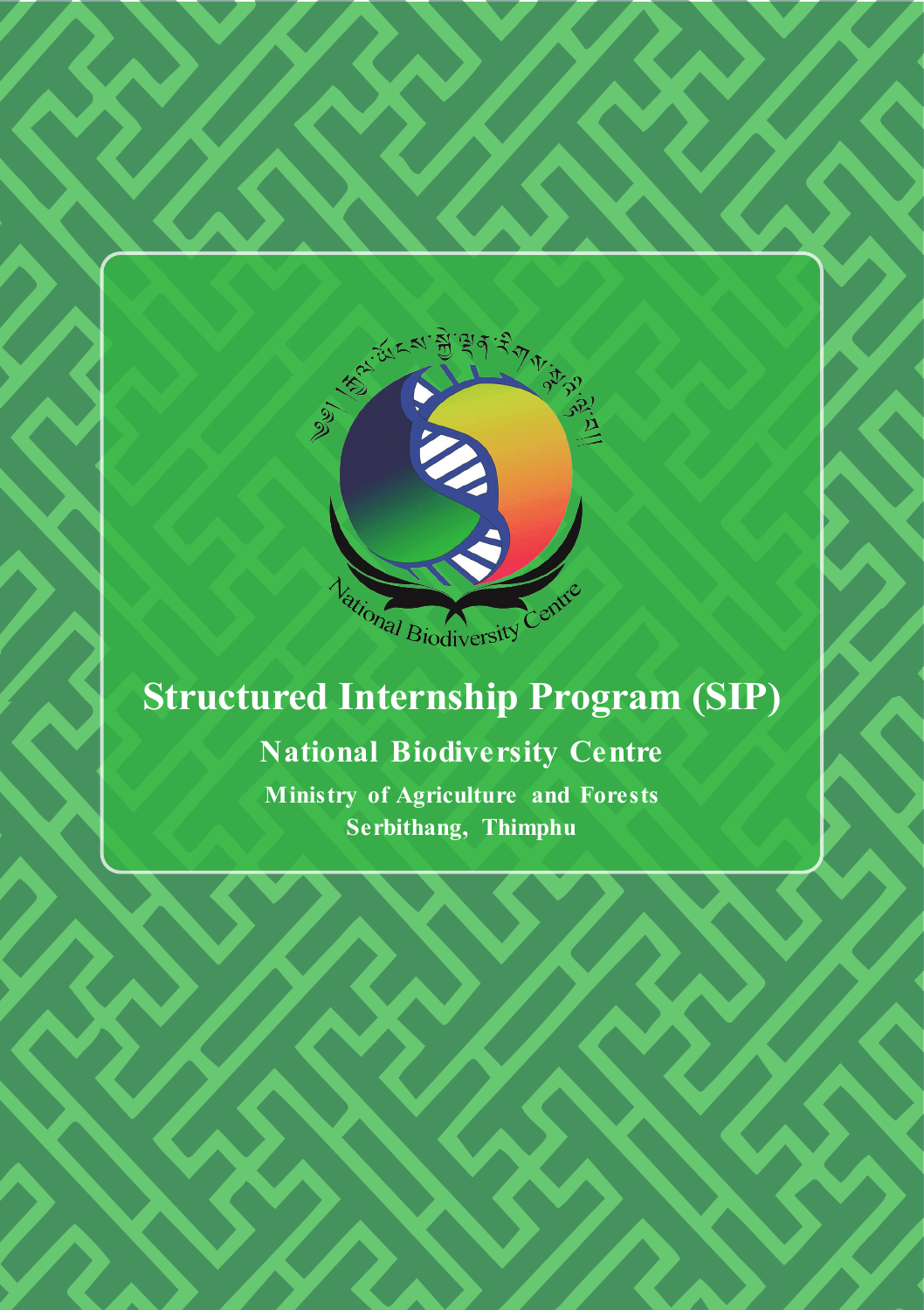# Structured Internship Program (SIP)

## National Biodiversity Centre

**Ministry of Agriculture and Forests**

**Serbithang, Thimphu**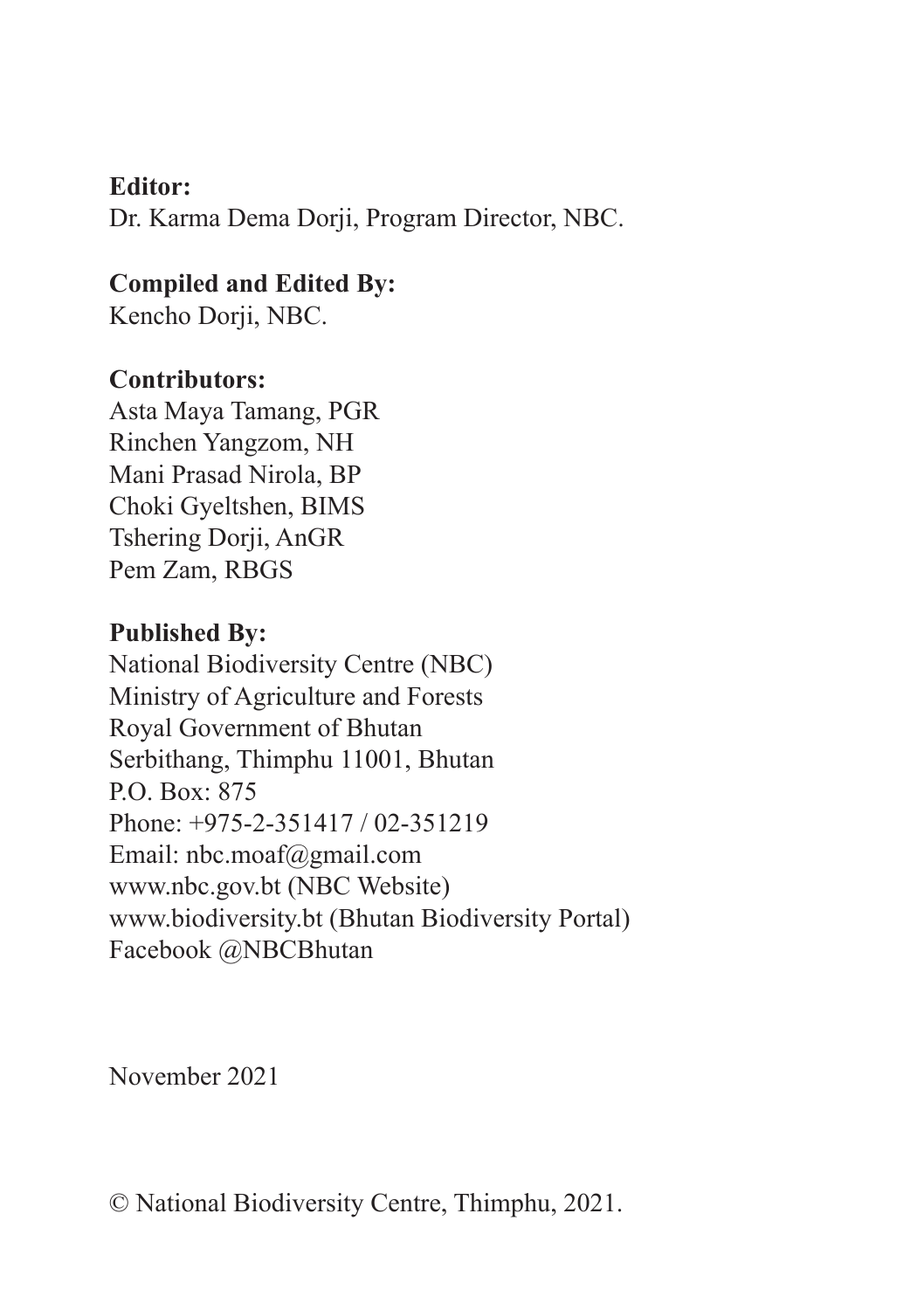**Editor:**
Dr. Karma Dema Dorji, Program Director, NBC.

**Compiled and Edited By:**
Kencho Dorji, NBC.

**Contributors:**
Asta Maya Tamang, PGR
Rinchen Yangzom, NH
Mani Prasad Nirola, BP
Choki Gyeltshen, BIMS
Tshering Dorji, AnGR
Pem Zam, RBGS

**Published By:**
National Biodiversity Centre (NBC)
Ministry of Agriculture and Forests
Royal Government of Bhutan
Serbithang, Thimphu 11001, Bhutan
P.O. Box: 875
Phone: +975-2-351417 / 02-351219
Email: nbc.moaf@gmail.com
www.nbc.gov.bt (NBC Website)
www.biodiversity.bt (Bhutan Biodiversity Portal)
Facebook @NBCBhutan

November 2021

© National Biodiversity Centre, Thimphu, 2021.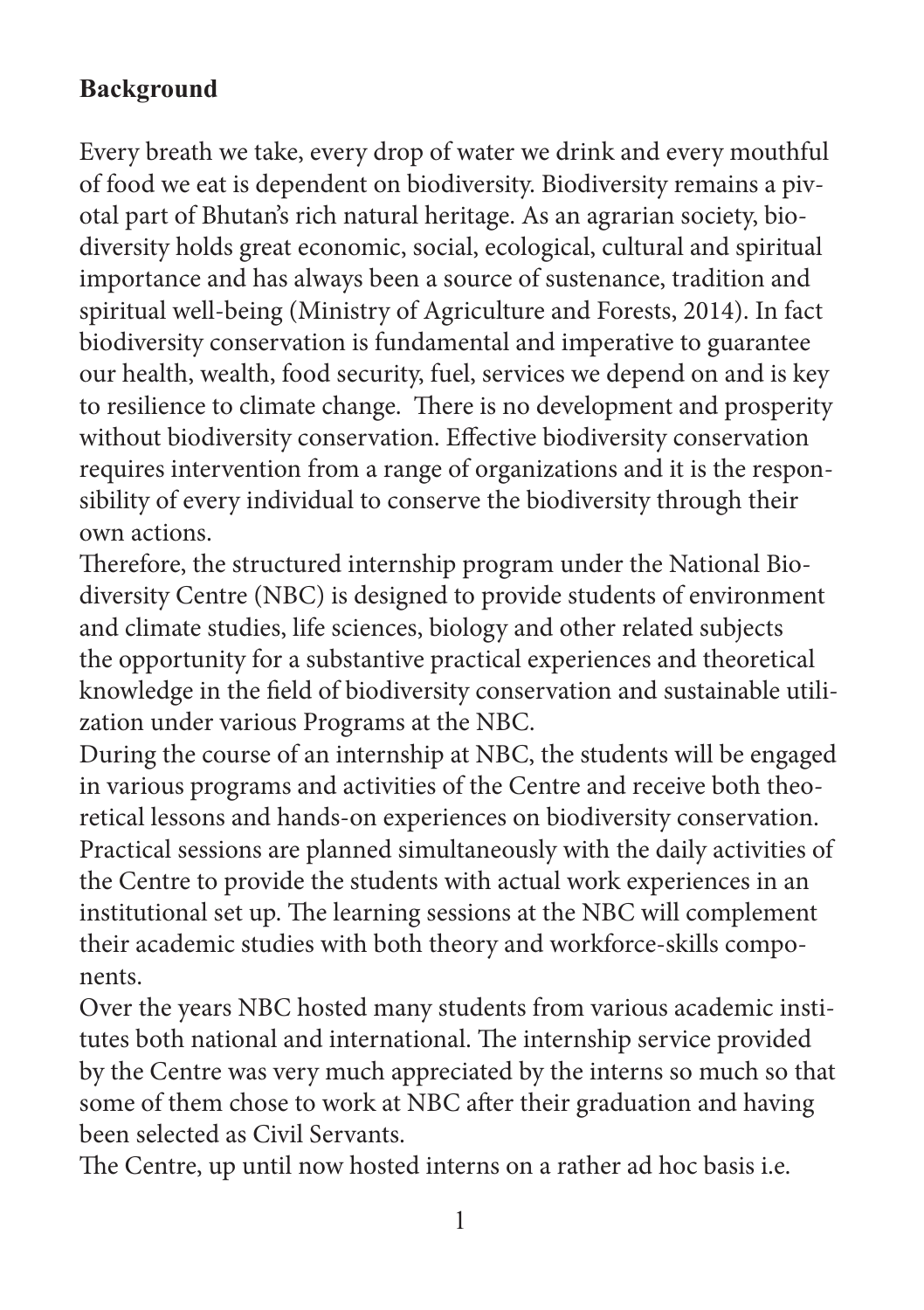**Background**

Every breath we take, every drop of water we drink and every mouthful of food we eat is dependent on biodiversity. Biodiversity remains a pivotal part of Bhutan's rich natural heritage. As an agrarian society, biodiversity holds great economic, social, ecological, cultural and spiritual importance and has always been a source of sustenance, tradition and spiritual well-being (Ministry of Agriculture and Forests, 2014). In fact biodiversity conservation is fundamental and imperative to guarantee our health, wealth, food security, fuel, services we depend on and is key to resilience to climate change. There is no development and prosperity without biodiversity conservation. Effective biodiversity conservation requires intervention from a range of organizations and it is the responsibility of every individual to conserve the biodiversity through their own actions.

Therefore, the structured internship program under the National Biodiversity Centre (NBC) is designed to provide students of environment and climate studies, life sciences, biology and other related subjects the opportunity for a substantive practical experiences and theoretical knowledge in the field of biodiversity conservation and sustainable utilization under various Programs at the NBC.

During the course of an internship at NBC, the students will be engaged in various programs and activities of the Centre and receive both theoretical lessons and hands-on experiences on biodiversity conservation. Practical sessions are planned simultaneously with the daily activities of the Centre to provide the students with actual work experiences in an institutional set up. The learning sessions at the NBC will complement their academic studies with both theory and workforce-skills components.

Over the years NBC hosted many students from various academic institutes both national and international. The internship service provided by the Centre was very much appreciated by the interns so much so that some of them chose to work at NBC after their graduation and having been selected as Civil Servants.

The Centre, up until now hosted interns on a rather ad hoc basis i.e.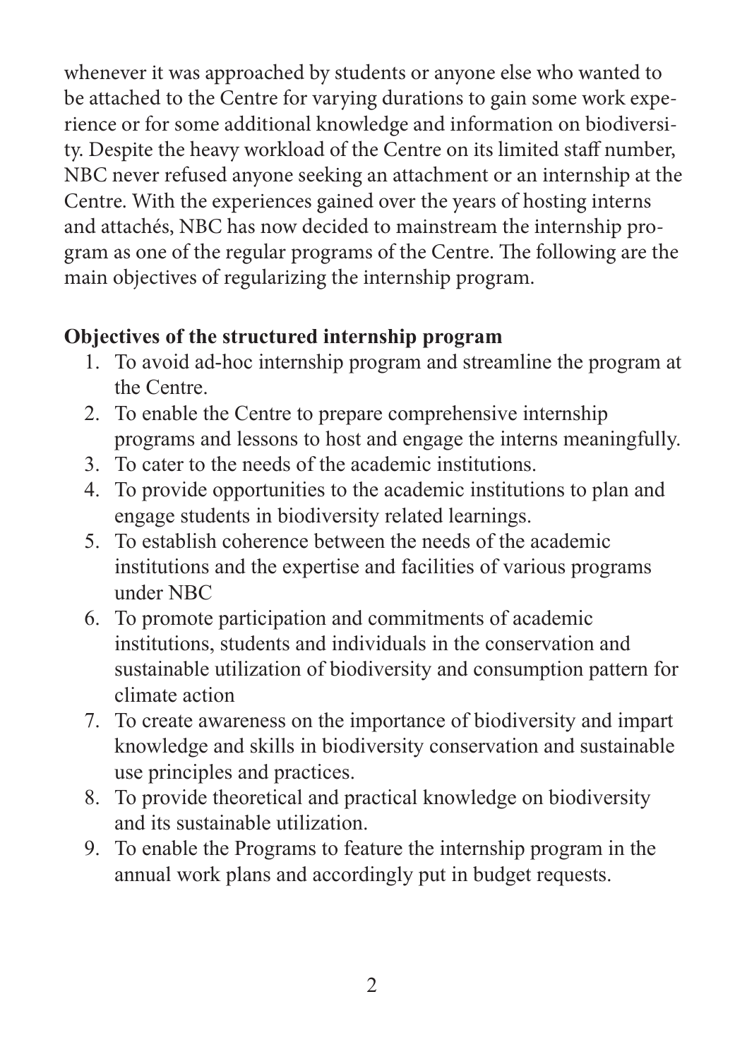whenever it was approached by students or anyone else who wanted to be attached to the Centre for varying durations to gain some work experience or for some additional knowledge and information on biodiversity. Despite the heavy workload of the Centre on its limited staff number, NBC never refused anyone seeking an attachment or an internship at the Centre. With the experiences gained over the years of hosting interns and attachés, NBC has now decided to mainstream the internship program as one of the regular programs of the Centre. The following are the main objectives of regularizing the internship program.

**Objectives of the structured internship program**

1. To avoid ad-hoc internship program and streamline the program at the Centre.
2. To enable the Centre to prepare comprehensive internship programs and lessons to host and engage the interns meaningfully.
3. To cater to the needs of the academic institutions.
4. To provide opportunities to the academic institutions to plan and engage students in biodiversity related learnings.
5. To establish coherence between the needs of the academic institutions and the expertise and facilities of various programs under NBC
6. To promote participation and commitments of academic institutions, students and individuals in the conservation and sustainable utilization of biodiversity and consumption pattern for climate action
7. To create awareness on the importance of biodiversity and impart knowledge and skills in biodiversity conservation and sustainable use principles and practices.
8. To provide theoretical and practical knowledge on biodiversity and its sustainable utilization.
9. To enable the Programs to feature the internship program in the annual work plans and accordingly put in budget requests.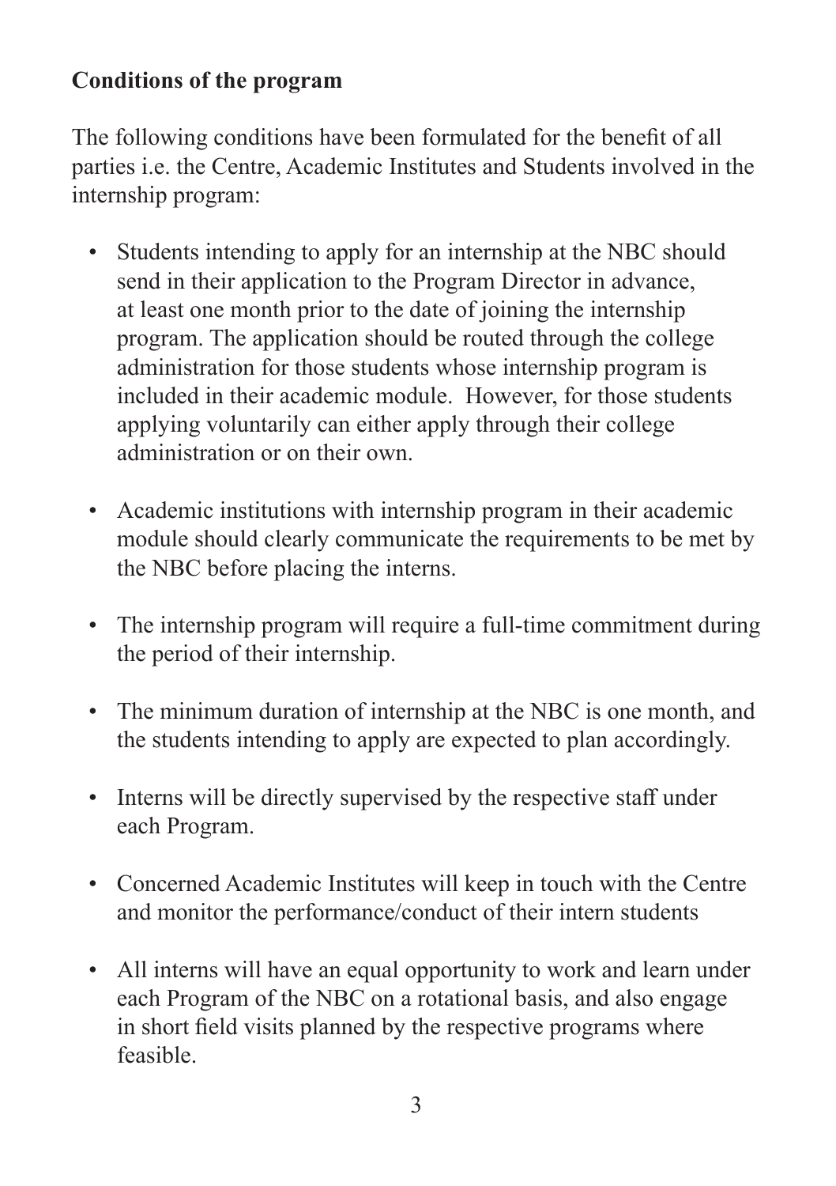**Conditions of the program**

The following conditions have been formulated for the benefit of all parties i.e. the Centre, Academic Institutes and Students involved in the internship program:

- Students intending to apply for an internship at the NBC should send in their application to the Program Director in advance, at least one month prior to the date of joining the internship program. The application should be routed through the college administration for those students whose internship program is included in their academic module. However, for those students applying voluntarily can either apply through their college administration or on their own.

- Academic institutions with internship program in their academic module should clearly communicate the requirements to be met by the NBC before placing the interns.

- The internship program will require a full-time commitment during the period of their internship.

- The minimum duration of internship at the NBC is one month, and the students intending to apply are expected to plan accordingly.

- Interns will be directly supervised by the respective staff under each Program.

- Concerned Academic Institutes will keep in touch with the Centre and monitor the performance/conduct of their intern students

- All interns will have an equal opportunity to work and learn under each Program of the NBC on a rotational basis, and also engage in short field visits planned by the respective programs where feasible.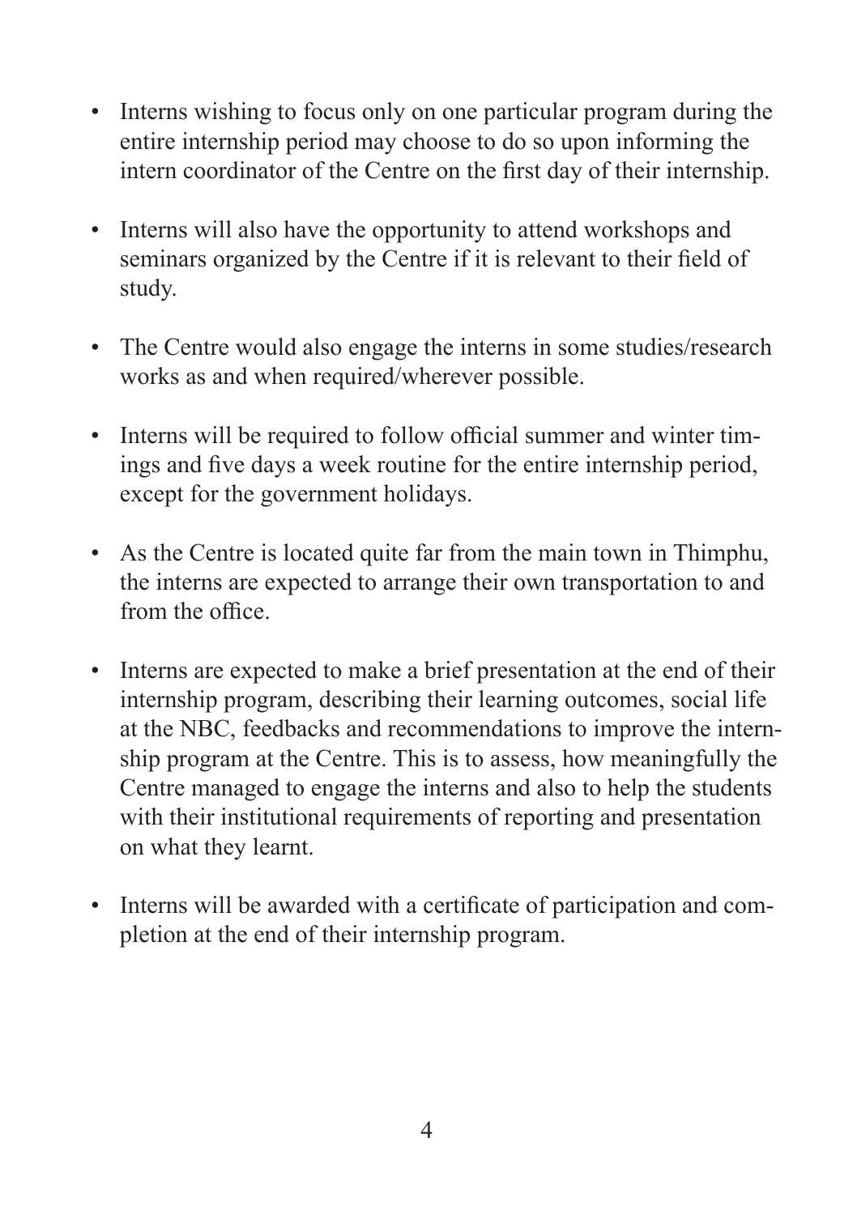- Interns wishing to focus only on one particular program during the entire internship period may choose to do so upon informing the intern coordinator of the Centre on the first day of their internship.
- Interns will also have the opportunity to attend workshops and seminars organized by the Centre if it is relevant to their field of study.
- The Centre would also engage the interns in some studies/research works as and when required/wherever possible.
- Interns will be required to follow official summer and winter timings and five days a week routine for the entire internship period, except for the government holidays.
- As the Centre is located quite far from the main town in Thimphu, the interns are expected to arrange their own transportation to and from the office.
- Interns are expected to make a brief presentation at the end of their internship program, describing their learning outcomes, social life at the NBC, feedbacks and recommendations to improve the internship program at the Centre. This is to assess, how meaningfully the Centre managed to engage the interns and also to help the students with their institutional requirements of reporting and presentation on what they learnt.
- Interns will be awarded with a certificate of participation and completion at the end of their internship program.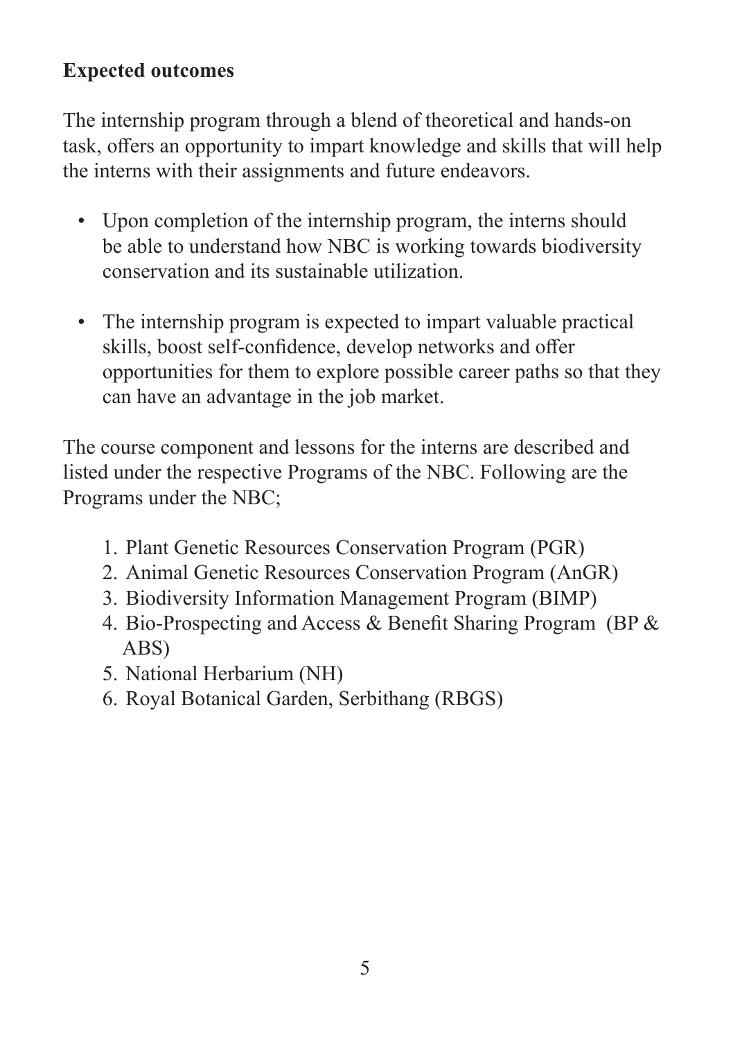**Expected outcomes**

The internship program through a blend of theoretical and hands-on task, offers an opportunity to impart knowledge and skills that will help the interns with their assignments and future endeavors.

- Upon completion of the internship program, the interns should be able to understand how NBC is working towards biodiversity conservation and its sustainable utilization.
- The internship program is expected to impart valuable practical skills, boost self-confidence, develop networks and offer opportunities for them to explore possible career paths so that they can have an advantage in the job market.

The course component and lessons for the interns are described and listed under the respective Programs of the NBC. Following are the Programs under the NBC;

1. Plant Genetic Resources Conservation Program (PGR)
2. Animal Genetic Resources Conservation Program (AnGR)
3. Biodiversity Information Management Program (BIMP)
4. Bio-Prospecting and Access & Benefit Sharing Program (BP & ABS)
5. National Herbarium (NH)
6. Royal Botanical Garden, Serbithang (RBGS)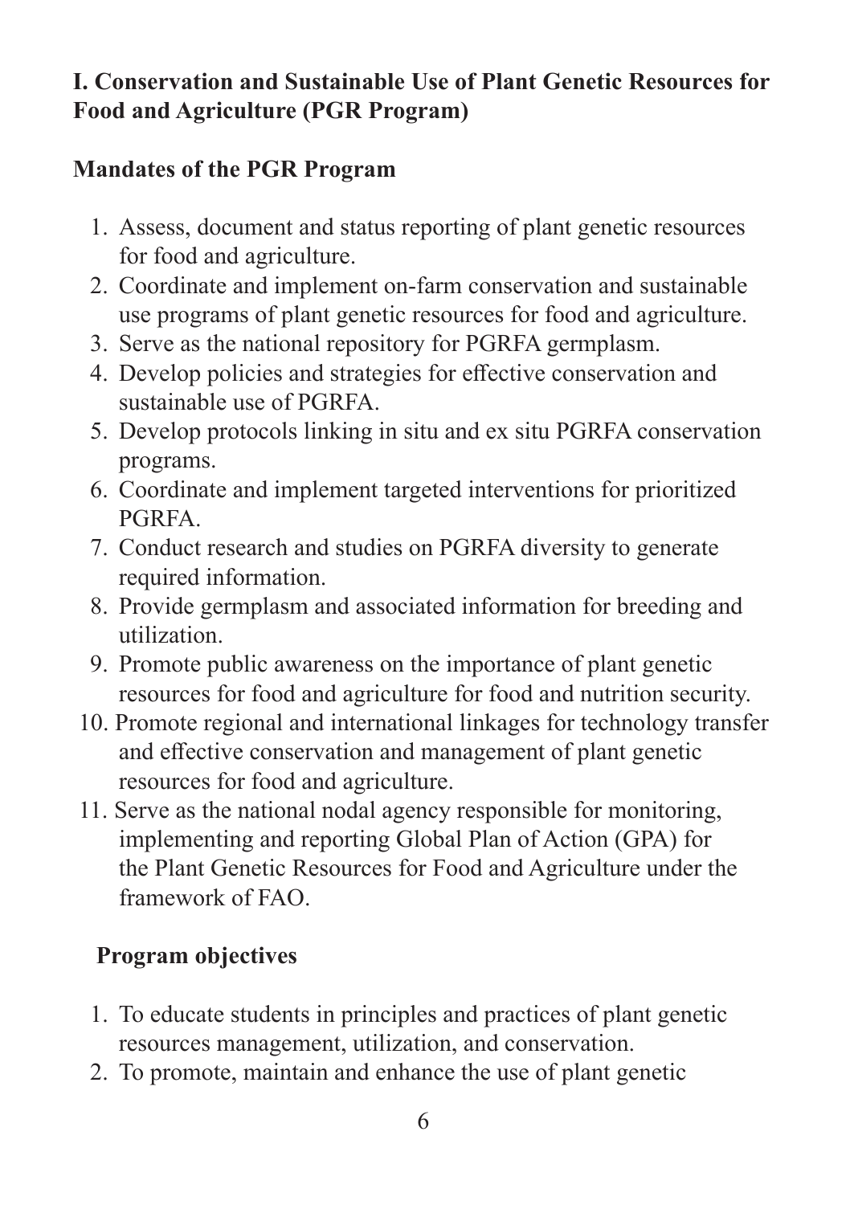## I. Conservation and Sustainable Use of Plant Genetic Resources for Food and Agriculture (PGR Program)

### Mandates of the PGR Program

1. Assess, document and status reporting of plant genetic resources for food and agriculture.
2. Coordinate and implement on-farm conservation and sustainable use programs of plant genetic resources for food and agriculture.
3. Serve as the national repository for PGRFA germplasm.
4. Develop policies and strategies for effective conservation and sustainable use of PGRFA.
5. Develop protocols linking in situ and ex situ PGRFA conservation programs.
6. Coordinate and implement targeted interventions for prioritized PGRFA.
7. Conduct research and studies on PGRFA diversity to generate required information.
8. Provide germplasm and associated information for breeding and utilization.
9. Promote public awareness on the importance of plant genetic resources for food and agriculture for food and nutrition security.
10. Promote regional and international linkages for technology transfer and effective conservation and management of plant genetic resources for food and agriculture.
11. Serve as the national nodal agency responsible for monitoring, implementing and reporting Global Plan of Action (GPA) for the Plant Genetic Resources for Food and Agriculture under the framework of FAO.

### Program objectives

1. To educate students in principles and practices of plant genetic resources management, utilization, and conservation.
2. To promote, maintain and enhance the use of plant genetic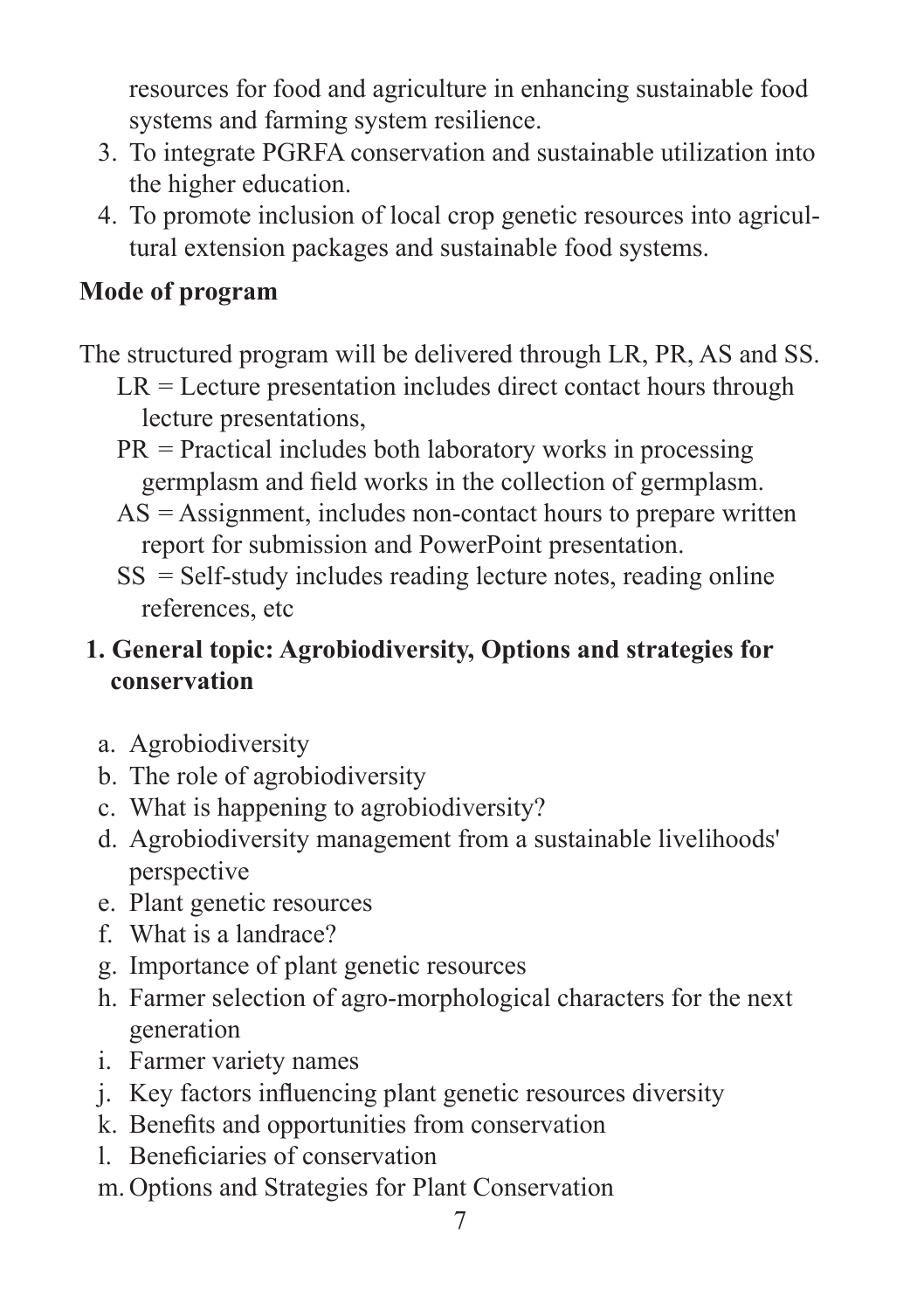resources for food and agriculture in enhancing sustainable food systems and farming system resilience.

3. To integrate PGRFA conservation and sustainable utilization into the higher education.
4. To promote inclusion of local crop genetic resources into agricultural extension packages and sustainable food systems.

**Mode of program**

The structured program will be delivered through LR, PR, AS and SS.

LR = Lecture presentation includes direct contact hours through lecture presentations,

PR = Practical includes both laboratory works in processing germplasm and field works in the collection of germplasm.

AS = Assignment, includes non-contact hours to prepare written report for submission and PowerPoint presentation.

SS = Self-study includes reading lecture notes, reading online references, etc

**1. General topic: Agrobiodiversity, Options and strategies for conservation**

a. Agrobiodiversity
b. The role of agrobiodiversity
c. What is happening to agrobiodiversity?
d. Agrobiodiversity management from a sustainable livelihoods' perspective
e. Plant genetic resources
f. What is a landrace?
g. Importance of plant genetic resources
h. Farmer selection of agro-morphological characters for the next generation
i. Farmer variety names
j. Key factors influencing plant genetic resources diversity
k. Benefits and opportunities from conservation
l. Beneficiaries of conservation
m. Options and Strategies for Plant Conservation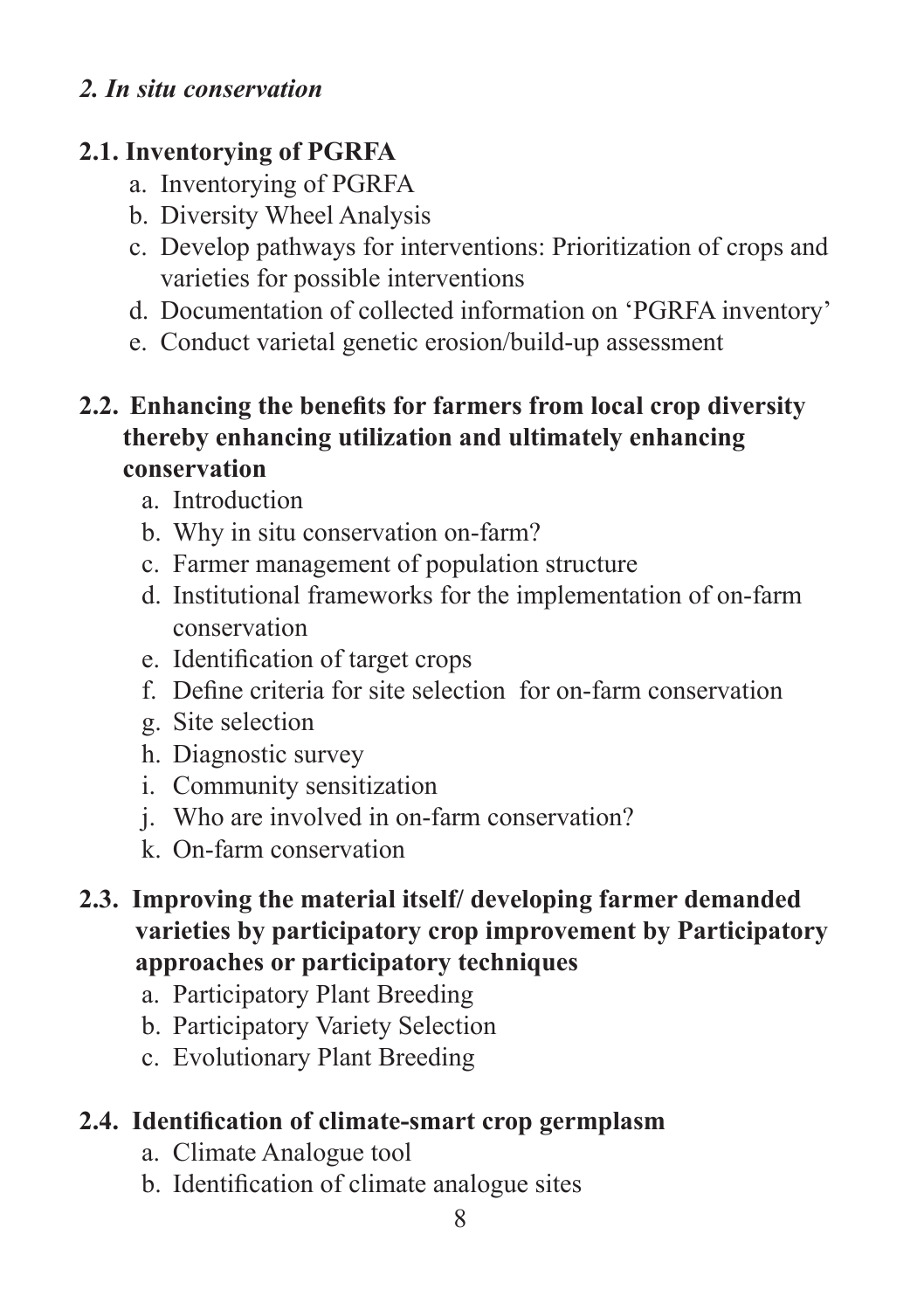*2. In situ conservation*

**2.1. Inventorying of PGRFA**

a. Inventorying of PGRFA
b. Diversity Wheel Analysis
c. Develop pathways for interventions: Prioritization of crops and varieties for possible interventions
d. Documentation of collected information on 'PGRFA inventory'
e. Conduct varietal genetic erosion/build-up assessment

**2.2. Enhancing the benefits for farmers from local crop diversity thereby enhancing utilization and ultimately enhancing conservation**

a. Introduction
b. Why in situ conservation on-farm?
c. Farmer management of population structure
d. Institutional frameworks for the implementation of on-farm conservation
e. Identification of target crops
f. Define criteria for site selection for on-farm conservation
g. Site selection
h. Diagnostic survey
i. Community sensitization
j. Who are involved in on-farm conservation?
k. On-farm conservation

**2.3. Improving the material itself/ developing farmer demanded varieties by participatory crop improvement by Participatory approaches or participatory techniques**

a. Participatory Plant Breeding
b. Participatory Variety Selection
c. Evolutionary Plant Breeding

**2.4. Identification of climate-smart crop germplasm**

a. Climate Analogue tool
b. Identification of climate analogue sites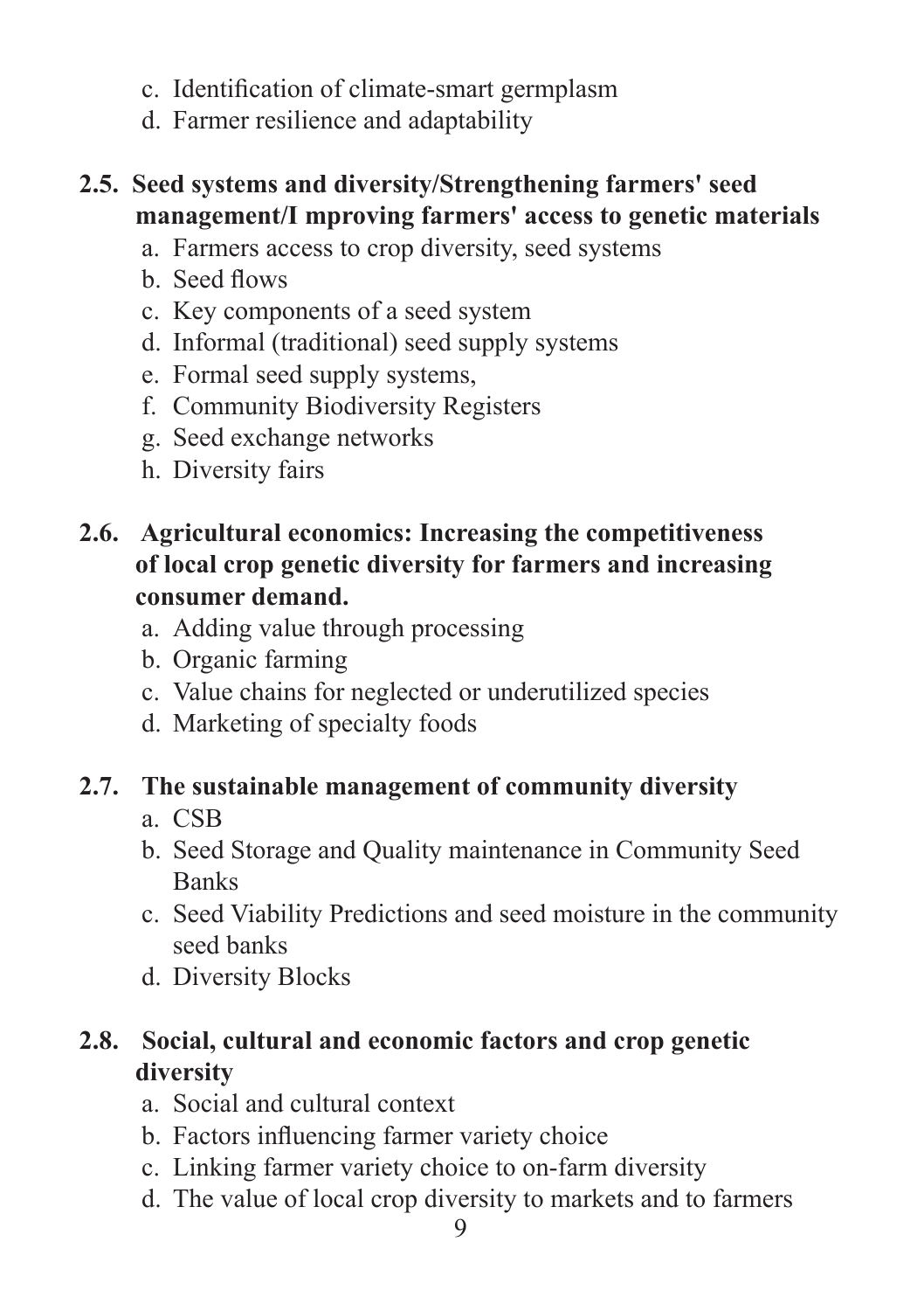c. Identification of climate-smart germplasm
d. Farmer resilience and adaptability

**2.5. Seed systems and diversity/Strengthening farmers' seed management/I mproving farmers' access to genetic materials**

a. Farmers access to crop diversity, seed systems
b. Seed flows
c. Key components of a seed system
d. Informal (traditional) seed supply systems
e. Formal seed supply systems,
f. Community Biodiversity Registers
g. Seed exchange networks
h. Diversity fairs

**2.6. Agricultural economics: Increasing the competitiveness of local crop genetic diversity for farmers and increasing consumer demand.**

a. Adding value through processing
b. Organic farming
c. Value chains for neglected or underutilized species
d. Marketing of specialty foods

**2.7. The sustainable management of community diversity**

a. CSB
b. Seed Storage and Quality maintenance in Community Seed Banks
c. Seed Viability Predictions and seed moisture in the community seed banks
d. Diversity Blocks

**2.8. Social, cultural and economic factors and crop genetic diversity**

a. Social and cultural context
b. Factors influencing farmer variety choice
c. Linking farmer variety choice to on-farm diversity
d. The value of local crop diversity to markets and to farmers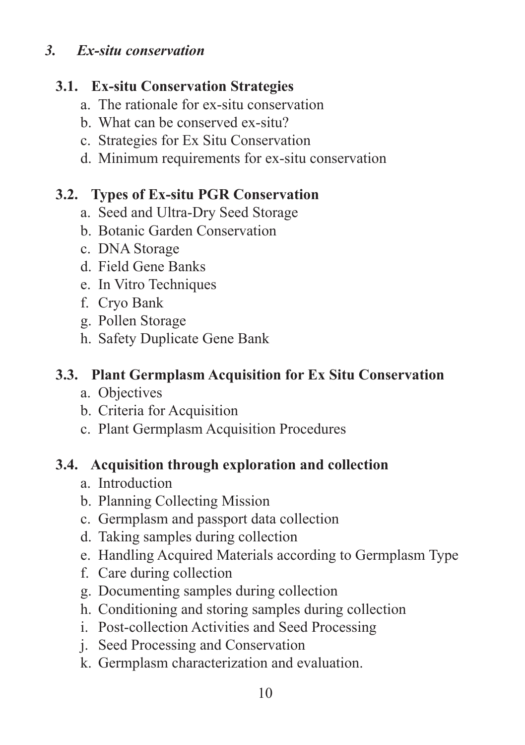## *3. Ex-situ conservation*

### 3.1. Ex-situ Conservation Strategies

a. The rationale for ex-situ conservation
b. What can be conserved ex-situ?
c. Strategies for Ex Situ Conservation
d. Minimum requirements for ex-situ conservation

### 3.2. Types of Ex-situ PGR Conservation

a. Seed and Ultra-Dry Seed Storage
b. Botanic Garden Conservation
c. DNA Storage
d. Field Gene Banks
e. In Vitro Techniques
f. Cryo Bank
g. Pollen Storage
h. Safety Duplicate Gene Bank

### 3.3. Plant Germplasm Acquisition for Ex Situ Conservation

a. Objectives
b. Criteria for Acquisition
c. Plant Germplasm Acquisition Procedures

### 3.4. Acquisition through exploration and collection

a. Introduction
b. Planning Collecting Mission
c. Germplasm and passport data collection
d. Taking samples during collection
e. Handling Acquired Materials according to Germplasm Type
f. Care during collection
g. Documenting samples during collection
h. Conditioning and storing samples during collection
i. Post-collection Activities and Seed Processing
j. Seed Processing and Conservation
k. Germplasm characterization and evaluation.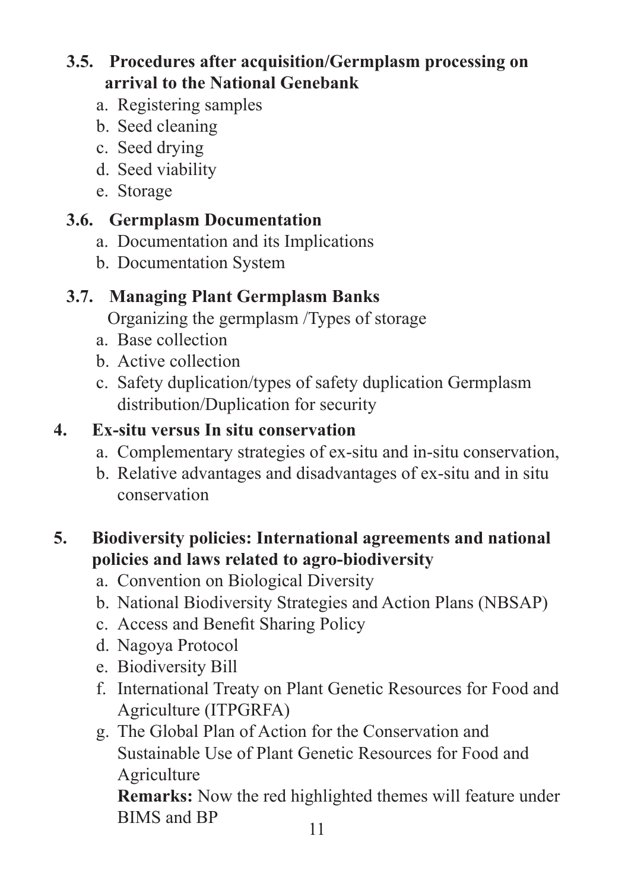**3.5. Procedures after acquisition/Germplasm processing on arrival to the National Genebank**

a. Registering samples
b. Seed cleaning
c. Seed drying
d. Seed viability
e. Storage

**3.6. Germplasm Documentation**

a. Documentation and its Implications
b. Documentation System

**3.7. Managing Plant Germplasm Banks**

Organizing the germplasm /Types of storage

a. Base collection
b. Active collection
c. Safety duplication/types of safety duplication Germplasm distribution/Duplication for security

**4. Ex-situ versus In situ conservation**

a. Complementary strategies of ex-situ and in-situ conservation,
b. Relative advantages and disadvantages of ex-situ and in situ conservation

**5. Biodiversity policies: International agreements and national policies and laws related to agro-biodiversity**

a. Convention on Biological Diversity
b. National Biodiversity Strategies and Action Plans (NBSAP)
c. Access and Benefit Sharing Policy
d. Nagoya Protocol
e. Biodiversity Bill
f. International Treaty on Plant Genetic Resources for Food and Agriculture (ITPGRFA)
g. The Global Plan of Action for the Conservation and Sustainable Use of Plant Genetic Resources for Food and Agriculture

**Remarks:** Now the red highlighted themes will feature under BIMS and BP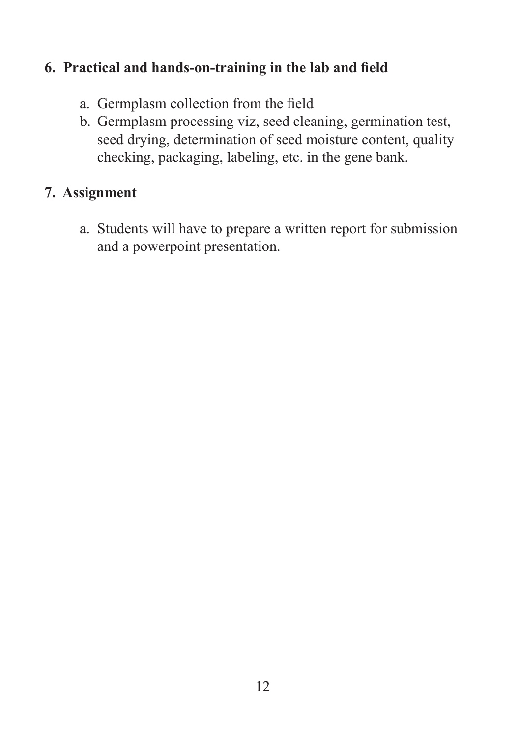**6. Practical and hands-on-training in the lab and field**

a. Germplasm collection from the field
b. Germplasm processing viz, seed cleaning, germination test, seed drying, determination of seed moisture content, quality checking, packaging, labeling, etc. in the gene bank.

**7. Assignment**

a. Students will have to prepare a written report for submission and a powerpoint presentation.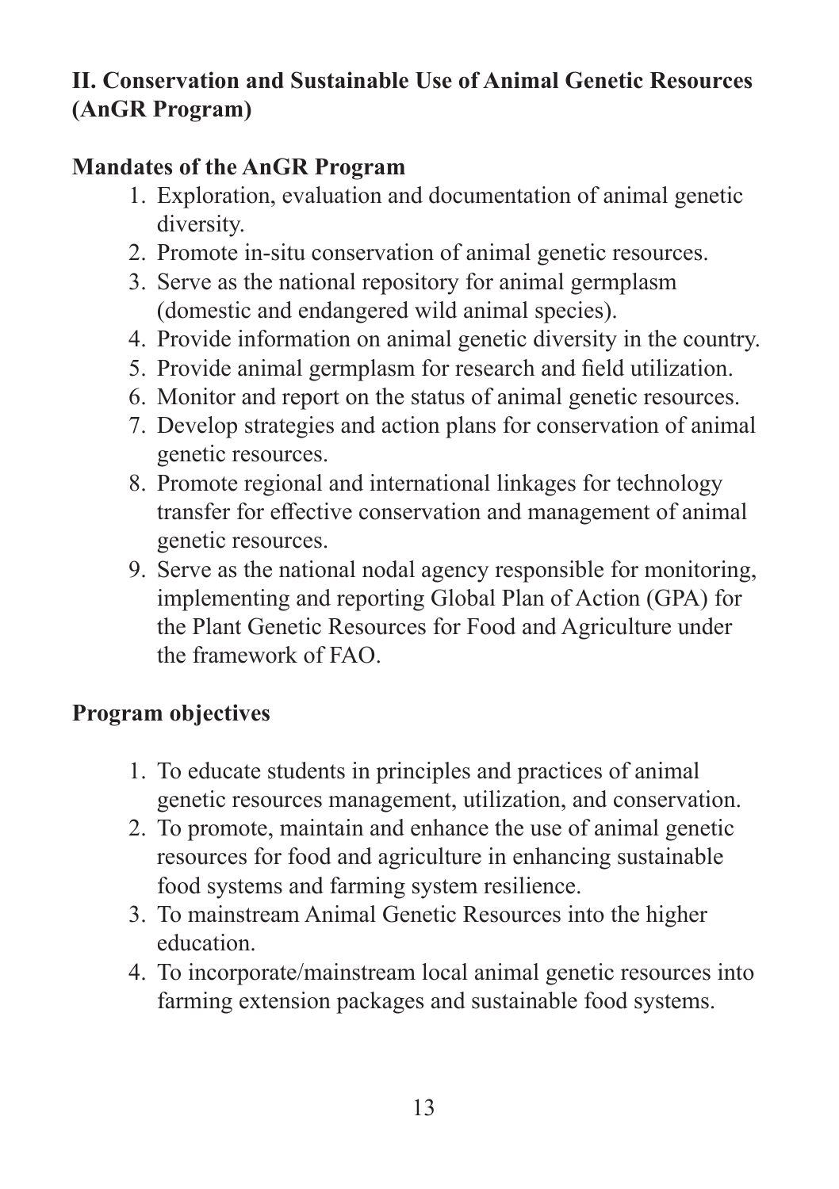## II. Conservation and Sustainable Use of Animal Genetic Resources (AnGR Program)

### Mandates of the AnGR Program

1. Exploration, evaluation and documentation of animal genetic diversity.
2. Promote in-situ conservation of animal genetic resources.
3. Serve as the national repository for animal germplasm (domestic and endangered wild animal species).
4. Provide information on animal genetic diversity in the country.
5. Provide animal germplasm for research and field utilization.
6. Monitor and report on the status of animal genetic resources.
7. Develop strategies and action plans for conservation of animal genetic resources.
8. Promote regional and international linkages for technology transfer for effective conservation and management of animal genetic resources.
9. Serve as the national nodal agency responsible for monitoring, implementing and reporting Global Plan of Action (GPA) for the Plant Genetic Resources for Food and Agriculture under the framework of FAO.

### Program objectives

1. To educate students in principles and practices of animal genetic resources management, utilization, and conservation.
2. To promote, maintain and enhance the use of animal genetic resources for food and agriculture in enhancing sustainable food systems and farming system resilience.
3. To mainstream Animal Genetic Resources into the higher education.
4. To incorporate/mainstream local animal genetic resources into farming extension packages and sustainable food systems.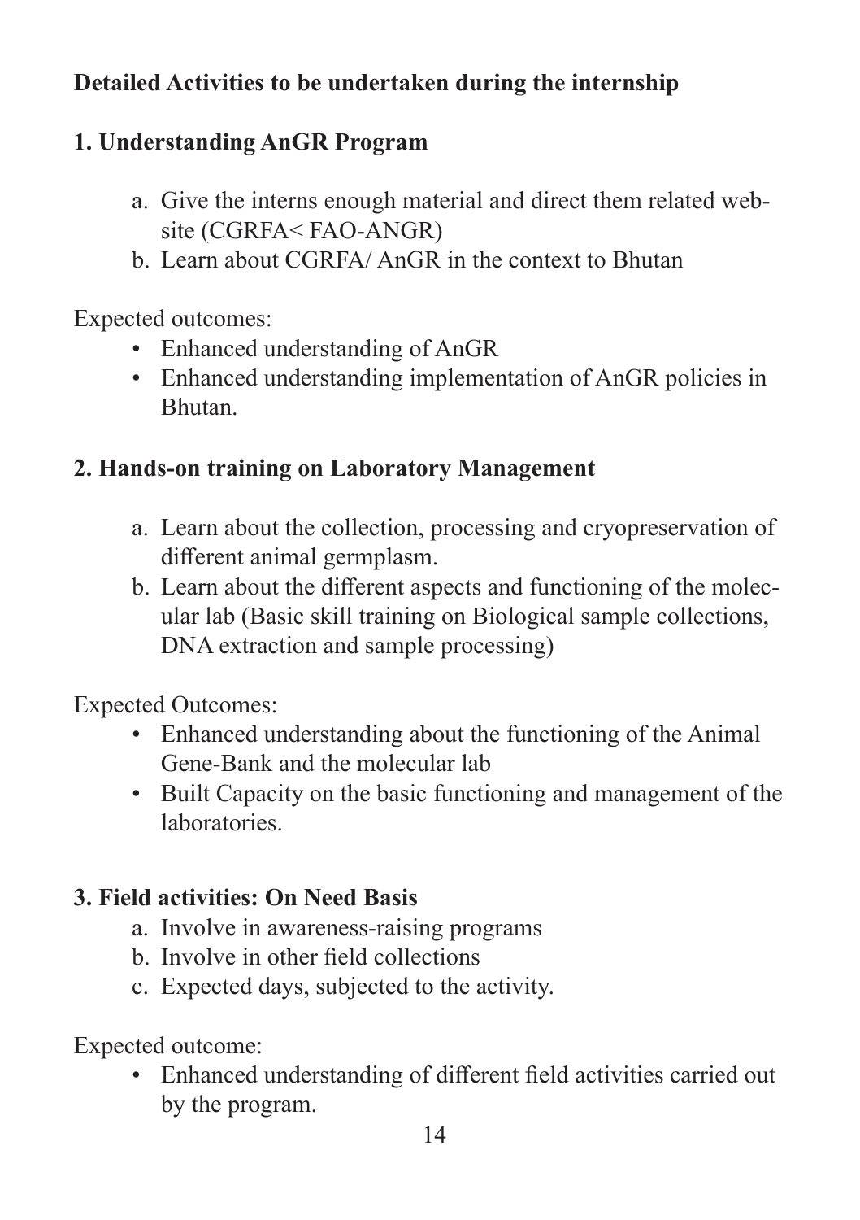**Detailed Activities to be undertaken during the internship**

**1. Understanding AnGR Program**

a. Give the interns enough material and direct them related website (CGRFA< FAO-ANGR)
b. Learn about CGRFA/ AnGR in the context to Bhutan

Expected outcomes:

- Enhanced understanding of AnGR
- Enhanced understanding implementation of AnGR policies in Bhutan.

**2. Hands-on training on Laboratory Management**

a. Learn about the collection, processing and cryopreservation of different animal germplasm.
b. Learn about the different aspects and functioning of the molecular lab (Basic skill training on Biological sample collections, DNA extraction and sample processing)

Expected Outcomes:

- Enhanced understanding about the functioning of the Animal Gene-Bank and the molecular lab
- Built Capacity on the basic functioning and management of the laboratories.

**3. Field activities: On Need Basis**

a. Involve in awareness-raising programs
b. Involve in other field collections
c. Expected days, subjected to the activity.

Expected outcome:

- Enhanced understanding of different field activities carried out by the program.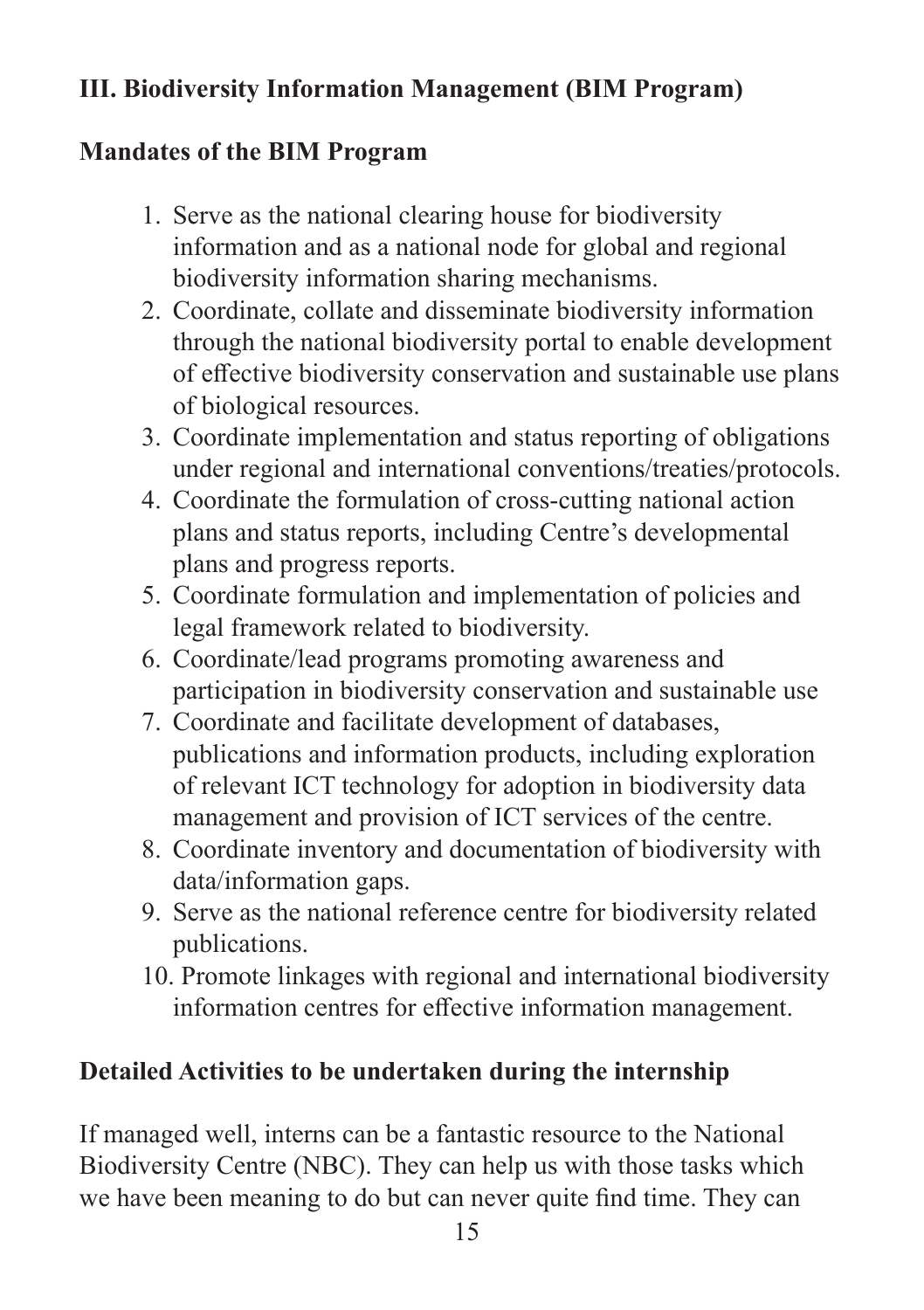## III. Biodiversity Information Management (BIM Program)

### Mandates of the BIM Program

1. Serve as the national clearing house for biodiversity information and as a national node for global and regional biodiversity information sharing mechanisms.
2. Coordinate, collate and disseminate biodiversity information through the national biodiversity portal to enable development of effective biodiversity conservation and sustainable use plans of biological resources.
3. Coordinate implementation and status reporting of obligations under regional and international conventions/treaties/protocols.
4. Coordinate the formulation of cross-cutting national action plans and status reports, including Centre's developmental plans and progress reports.
5. Coordinate formulation and implementation of policies and legal framework related to biodiversity.
6. Coordinate/lead programs promoting awareness and participation in biodiversity conservation and sustainable use
7. Coordinate and facilitate development of databases, publications and information products, including exploration of relevant ICT technology for adoption in biodiversity data management and provision of ICT services of the centre.
8. Coordinate inventory and documentation of biodiversity with data/information gaps.
9. Serve as the national reference centre for biodiversity related publications.
10. Promote linkages with regional and international biodiversity information centres for effective information management.

### Detailed Activities to be undertaken during the internship

If managed well, interns can be a fantastic resource to the National Biodiversity Centre (NBC). They can help us with those tasks which we have been meaning to do but can never quite find time. They can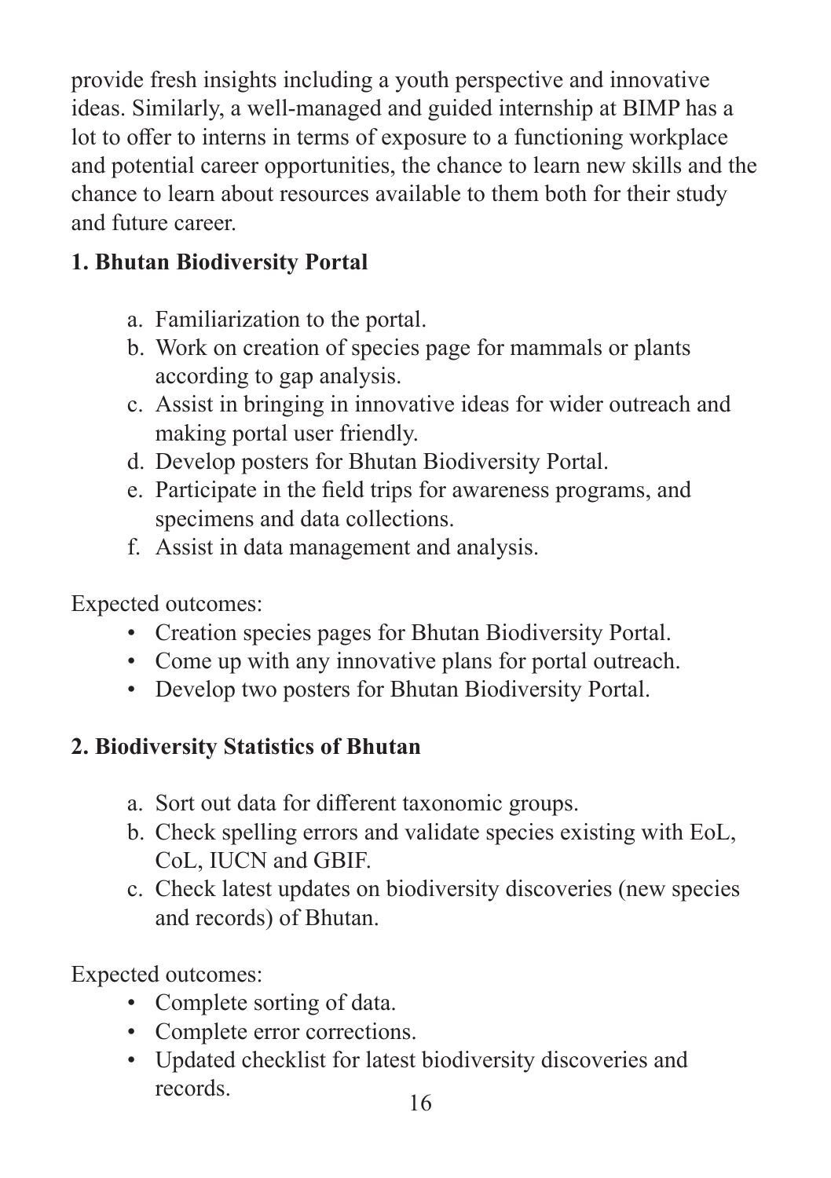provide fresh insights including a youth perspective and innovative ideas. Similarly, a well-managed and guided internship at BIMP has a lot to offer to interns in terms of exposure to a functioning workplace and potential career opportunities, the chance to learn new skills and the chance to learn about resources available to them both for their study and future career.

**1. Bhutan Biodiversity Portal**

a. Familiarization to the portal.
b. Work on creation of species page for mammals or plants according to gap analysis.
c. Assist in bringing in innovative ideas for wider outreach and making portal user friendly.
d. Develop posters for Bhutan Biodiversity Portal.
e. Participate in the field trips for awareness programs, and specimens and data collections.
f. Assist in data management and analysis.

Expected outcomes:

- Creation species pages for Bhutan Biodiversity Portal.
- Come up with any innovative plans for portal outreach.
- Develop two posters for Bhutan Biodiversity Portal.

**2. Biodiversity Statistics of Bhutan**

a. Sort out data for different taxonomic groups.
b. Check spelling errors and validate species existing with EoL, CoL, IUCN and GBIF.
c. Check latest updates on biodiversity discoveries (new species and records) of Bhutan.

Expected outcomes:

- Complete sorting of data.
- Complete error corrections.
- Updated checklist for latest biodiversity discoveries and records.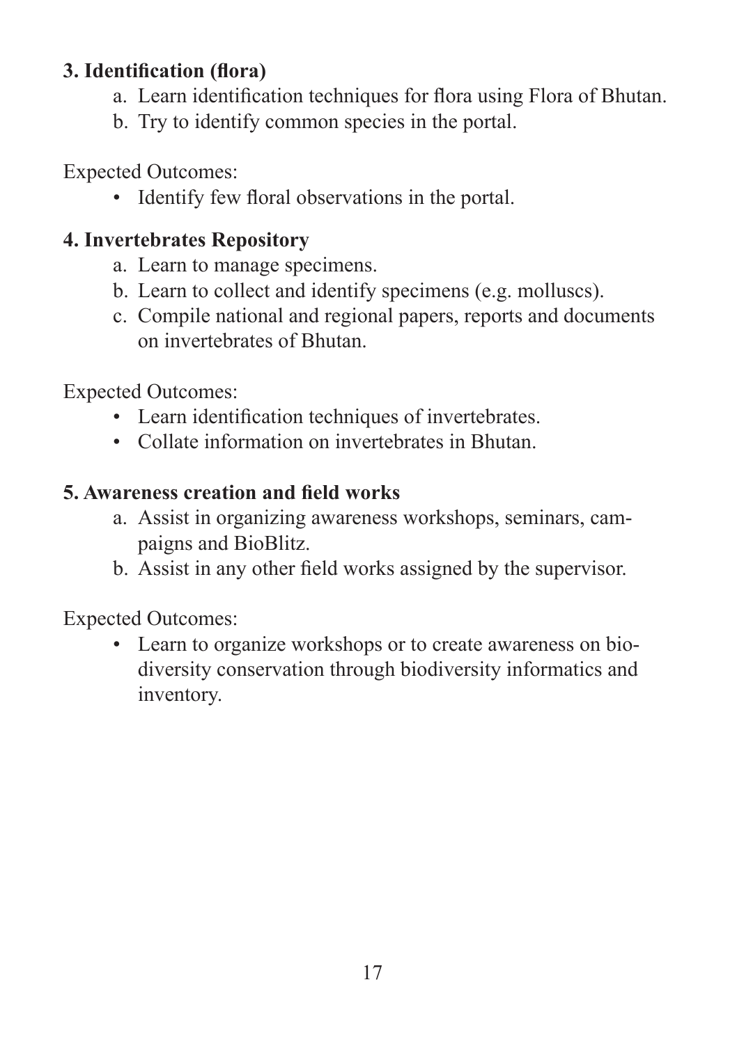**3. Identification (flora)**

a. Learn identification techniques for flora using Flora of Bhutan.
b. Try to identify common species in the portal.

Expected Outcomes:

- Identify few floral observations in the portal.

**4. Invertebrates Repository**

a. Learn to manage specimens.
b. Learn to collect and identify specimens (e.g. molluscs).
c. Compile national and regional papers, reports and documents on invertebrates of Bhutan.

Expected Outcomes:

- Learn identification techniques of invertebrates.
- Collate information on invertebrates in Bhutan.

**5. Awareness creation and field works**

a. Assist in organizing awareness workshops, seminars, campaigns and BioBlitz.
b. Assist in any other field works assigned by the supervisor.

Expected Outcomes:

- Learn to organize workshops or to create awareness on biodiversity conservation through biodiversity informatics and inventory.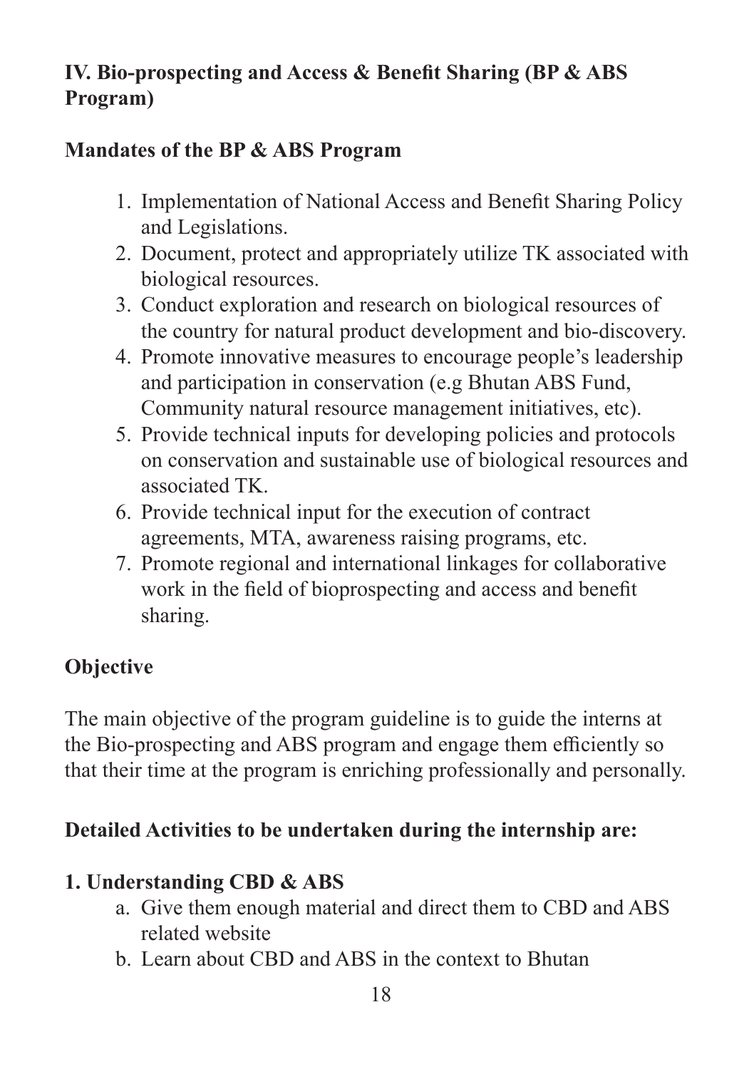## IV. Bio-prospecting and Access & Benefit Sharing (BP & ABS Program)

### Mandates of the BP & ABS Program

1. Implementation of National Access and Benefit Sharing Policy and Legislations.
2. Document, protect and appropriately utilize TK associated with biological resources.
3. Conduct exploration and research on biological resources of the country for natural product development and bio-discovery.
4. Promote innovative measures to encourage people's leadership and participation in conservation (e.g Bhutan ABS Fund, Community natural resource management initiatives, etc).
5. Provide technical inputs for developing policies and protocols on conservation and sustainable use of biological resources and associated TK.
6. Provide technical input for the execution of contract agreements, MTA, awareness raising programs, etc.
7. Promote regional and international linkages for collaborative work in the field of bioprospecting and access and benefit sharing.

### Objective

The main objective of the program guideline is to guide the interns at the Bio-prospecting and ABS program and engage them efficiently so that their time at the program is enriching professionally and personally.

### Detailed Activities to be undertaken during the internship are:

**1. Understanding CBD & ABS**

a. Give them enough material and direct them to CBD and ABS related website
b. Learn about CBD and ABS in the context to Bhutan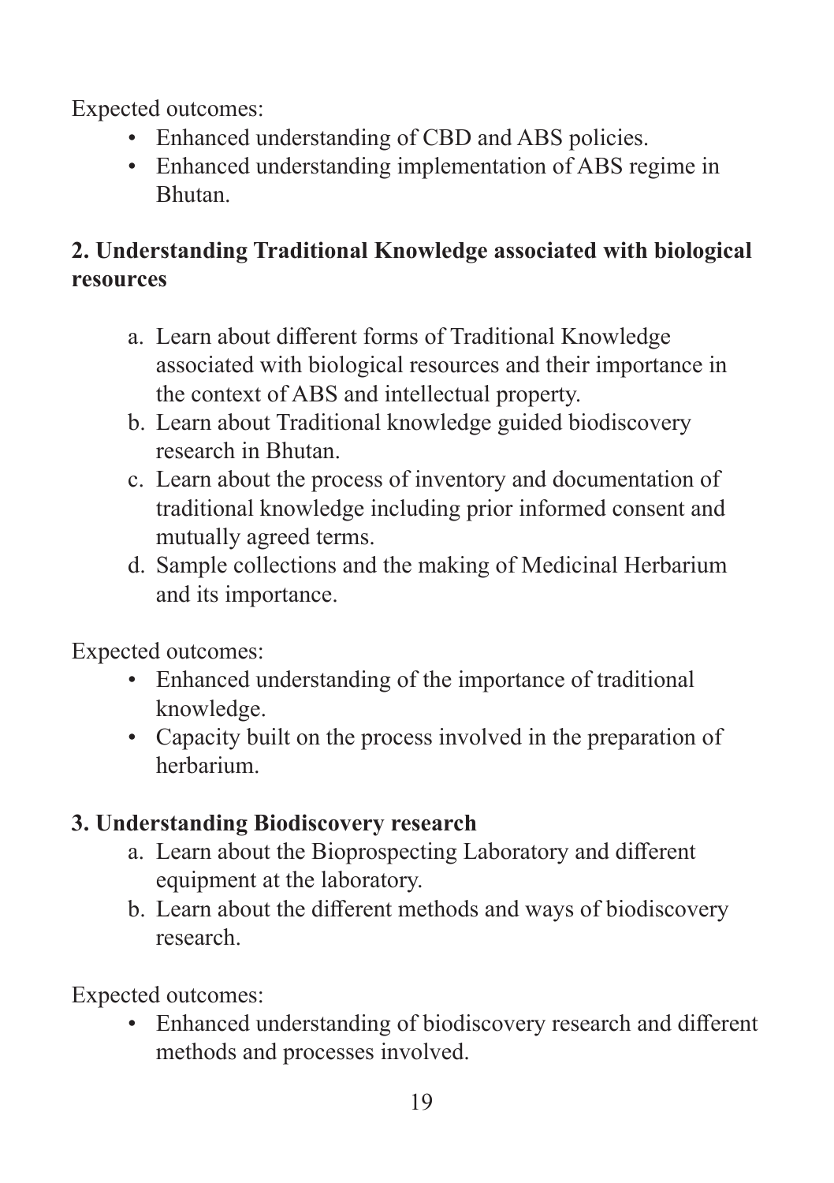Expected outcomes:

- Enhanced understanding of CBD and ABS policies.
- Enhanced understanding implementation of ABS regime in Bhutan.

**2. Understanding Traditional Knowledge associated with biological resources**

a. Learn about different forms of Traditional Knowledge associated with biological resources and their importance in the context of ABS and intellectual property.
b. Learn about Traditional knowledge guided biodiscovery research in Bhutan.
c. Learn about the process of inventory and documentation of traditional knowledge including prior informed consent and mutually agreed terms.
d. Sample collections and the making of Medicinal Herbarium and its importance.

Expected outcomes:

- Enhanced understanding of the importance of traditional knowledge.
- Capacity built on the process involved in the preparation of herbarium.

**3. Understanding Biodiscovery research**

a. Learn about the Bioprospecting Laboratory and different equipment at the laboratory.
b. Learn about the different methods and ways of biodiscovery research.

Expected outcomes:

- Enhanced understanding of biodiscovery research and different methods and processes involved.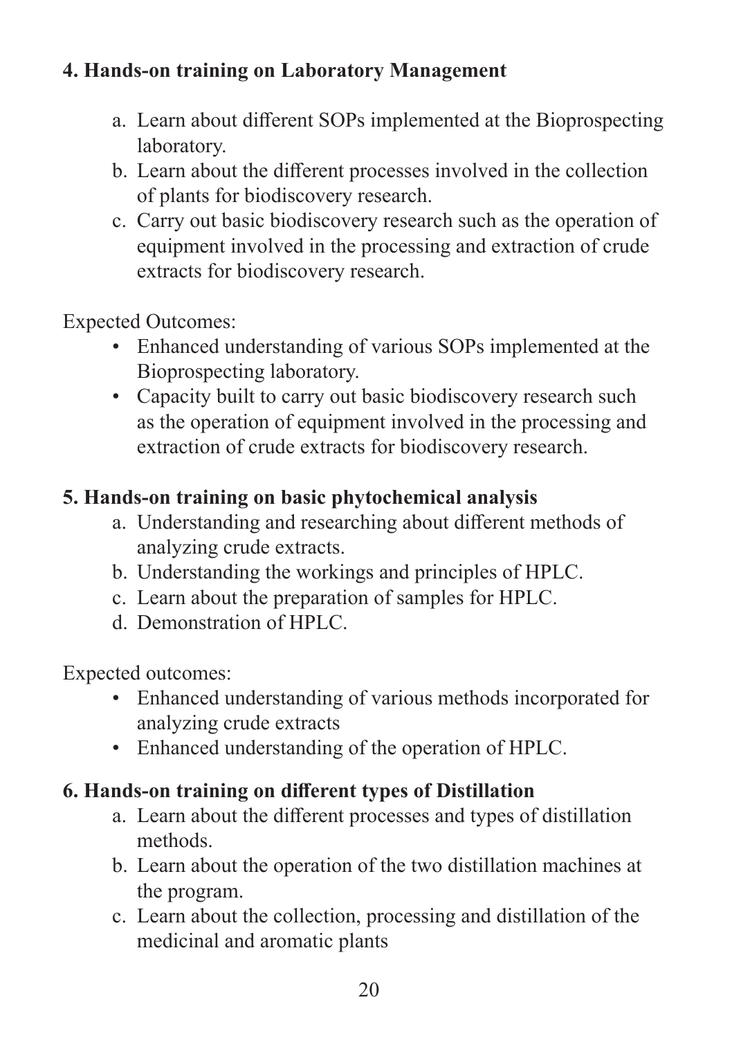**4. Hands-on training on Laboratory Management**

a. Learn about different SOPs implemented at the Bioprospecting laboratory.
b. Learn about the different processes involved in the collection of plants for biodiscovery research.
c. Carry out basic biodiscovery research such as the operation of equipment involved in the processing and extraction of crude extracts for biodiscovery research.

Expected Outcomes:

- Enhanced understanding of various SOPs implemented at the Bioprospecting laboratory.
- Capacity built to carry out basic biodiscovery research such as the operation of equipment involved in the processing and extraction of crude extracts for biodiscovery research.

**5. Hands-on training on basic phytochemical analysis**

a. Understanding and researching about different methods of analyzing crude extracts.
b. Understanding the workings and principles of HPLC.
c. Learn about the preparation of samples for HPLC.
d. Demonstration of HPLC.

Expected outcomes:

- Enhanced understanding of various methods incorporated for analyzing crude extracts
- Enhanced understanding of the operation of HPLC.

**6. Hands-on training on different types of Distillation**

a. Learn about the different processes and types of distillation methods.
b. Learn about the operation of the two distillation machines at the program.
c. Learn about the collection, processing and distillation of the medicinal and aromatic plants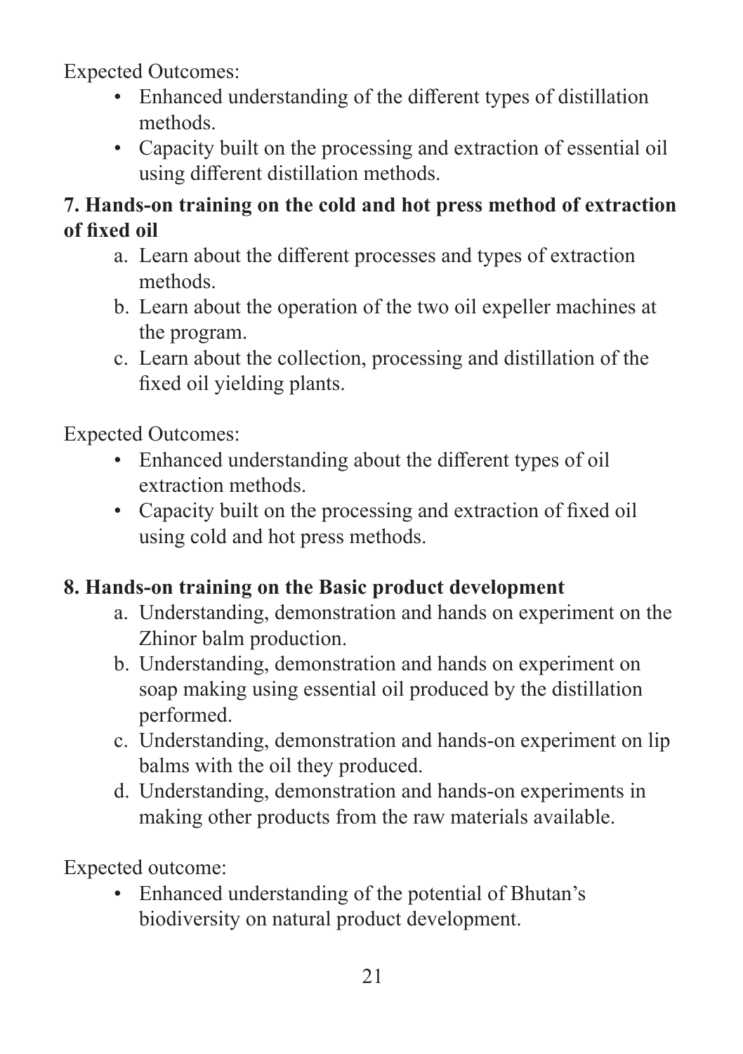Expected Outcomes:

- Enhanced understanding of the different types of distillation methods.
- Capacity built on the processing and extraction of essential oil using different distillation methods.

**7. Hands-on training on the cold and hot press method of extraction of fixed oil**

a. Learn about the different processes and types of extraction methods.
b. Learn about the operation of the two oil expeller machines at the program.
c. Learn about the collection, processing and distillation of the fixed oil yielding plants.

Expected Outcomes:

- Enhanced understanding about the different types of oil extraction methods.
- Capacity built on the processing and extraction of fixed oil using cold and hot press methods.

**8. Hands-on training on the Basic product development**

a. Understanding, demonstration and hands on experiment on the Zhinor balm production.
b. Understanding, demonstration and hands on experiment on soap making using essential oil produced by the distillation performed.
c. Understanding, demonstration and hands-on experiment on lip balms with the oil they produced.
d. Understanding, demonstration and hands-on experiments in making other products from the raw materials available.

Expected outcome:

- Enhanced understanding of the potential of Bhutan's biodiversity on natural product development.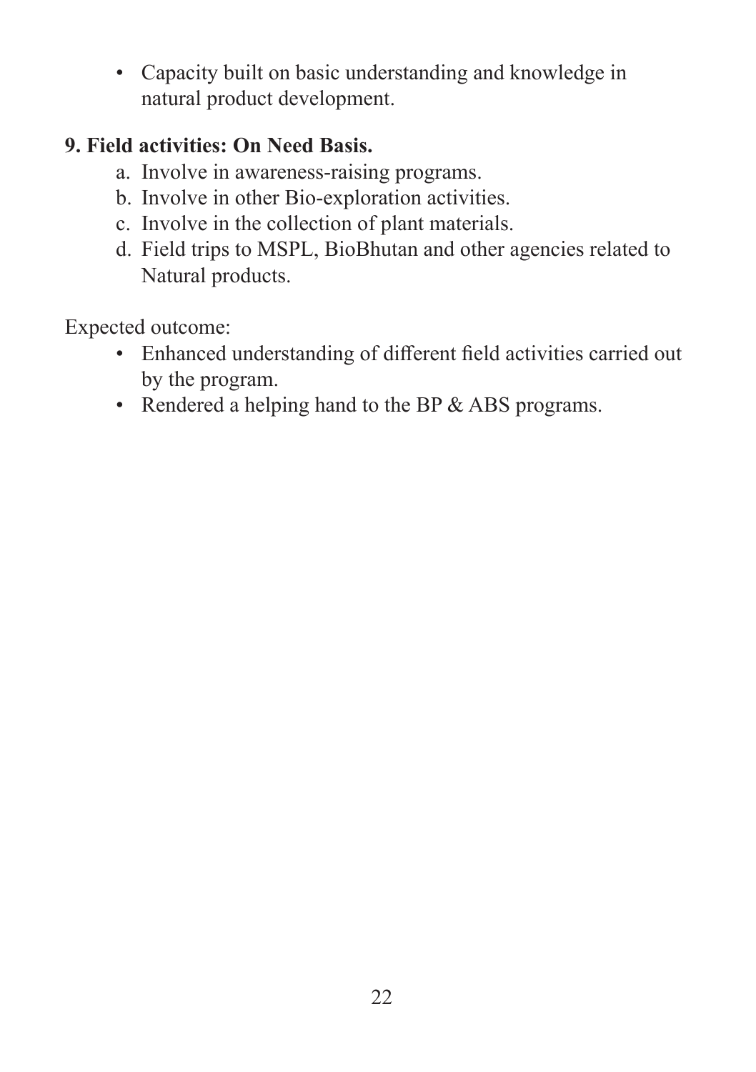- Capacity built on basic understanding and knowledge in natural product development.

**9. Field activities: On Need Basis.**

a. Involve in awareness-raising programs.
b. Involve in other Bio-exploration activities.
c. Involve in the collection of plant materials.
d. Field trips to MSPL, BioBhutan and other agencies related to Natural products.

Expected outcome:

- Enhanced understanding of different field activities carried out by the program.
- Rendered a helping hand to the BP & ABS programs.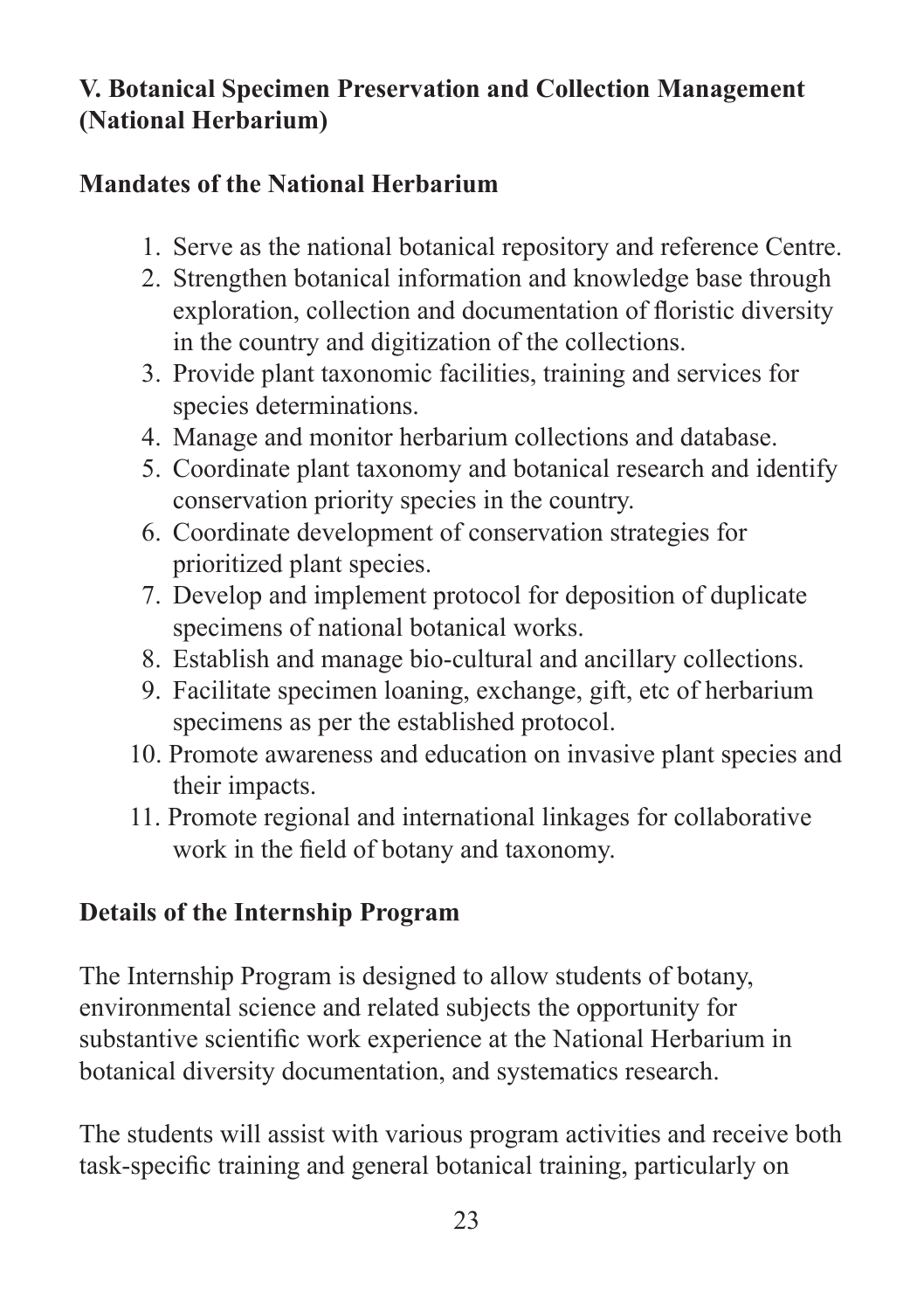## V. Botanical Specimen Preservation and Collection Management (National Herbarium)

### Mandates of the National Herbarium

1. Serve as the national botanical repository and reference Centre.
2. Strengthen botanical information and knowledge base through exploration, collection and documentation of floristic diversity in the country and digitization of the collections.
3. Provide plant taxonomic facilities, training and services for species determinations.
4. Manage and monitor herbarium collections and database.
5. Coordinate plant taxonomy and botanical research and identify conservation priority species in the country.
6. Coordinate development of conservation strategies for prioritized plant species.
7. Develop and implement protocol for deposition of duplicate specimens of national botanical works.
8. Establish and manage bio-cultural and ancillary collections.
9. Facilitate specimen loaning, exchange, gift, etc of herbarium specimens as per the established protocol.
10. Promote awareness and education on invasive plant species and their impacts.
11. Promote regional and international linkages for collaborative work in the field of botany and taxonomy.

### Details of the Internship Program

The Internship Program is designed to allow students of botany, environmental science and related subjects the opportunity for substantive scientific work experience at the National Herbarium in botanical diversity documentation, and systematics research.

The students will assist with various program activities and receive both task-specific training and general botanical training, particularly on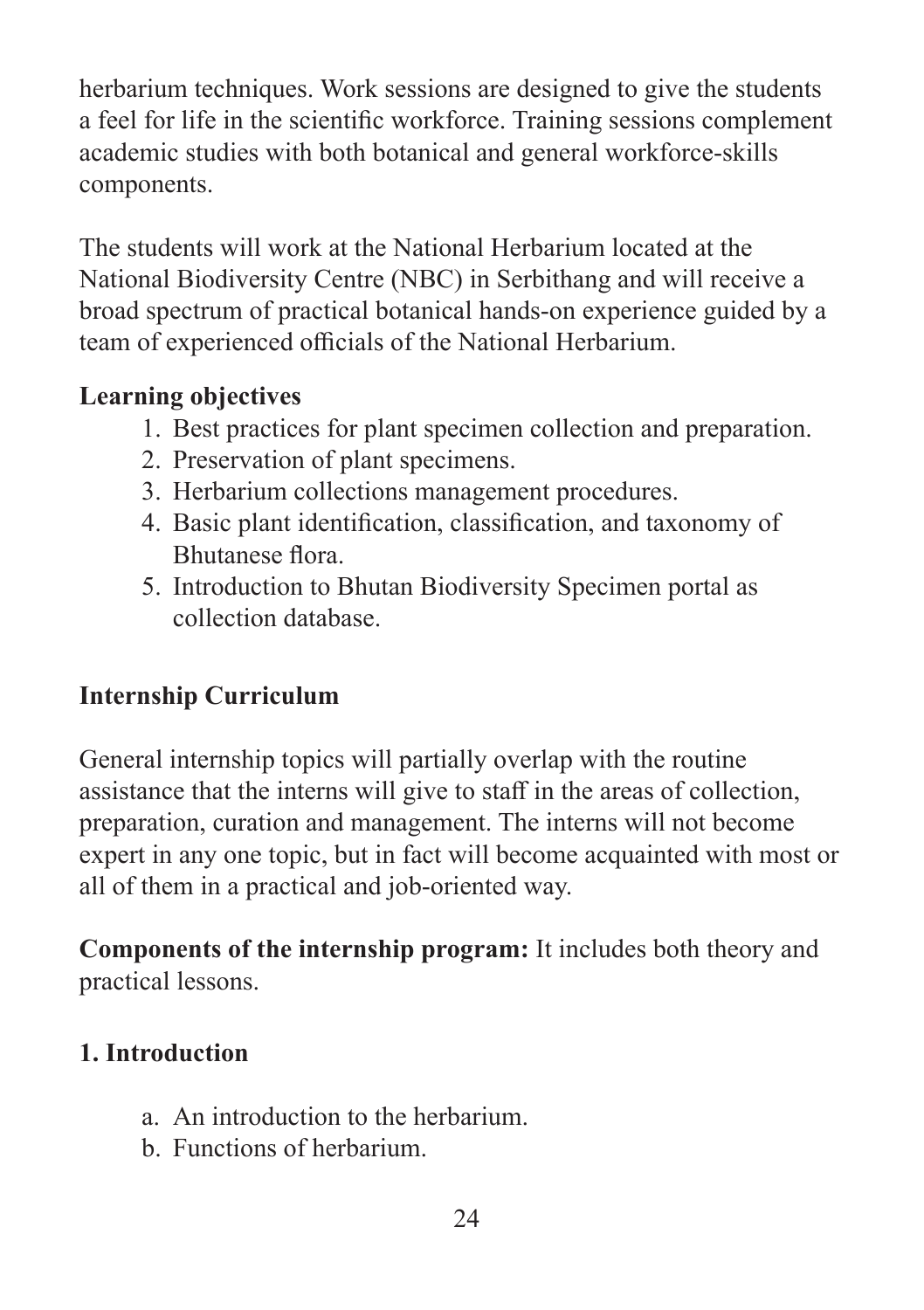herbarium techniques. Work sessions are designed to give the students a feel for life in the scientific workforce. Training sessions complement academic studies with both botanical and general workforce-skills components.

The students will work at the National Herbarium located at the National Biodiversity Centre (NBC) in Serbithang and will receive a broad spectrum of practical botanical hands-on experience guided by a team of experienced officials of the National Herbarium.

**Learning objectives**

1. Best practices for plant specimen collection and preparation.
2. Preservation of plant specimens.
3. Herbarium collections management procedures.
4. Basic plant identification, classification, and taxonomy of Bhutanese flora.
5. Introduction to Bhutan Biodiversity Specimen portal as collection database.

**Internship Curriculum**

General internship topics will partially overlap with the routine assistance that the interns will give to staff in the areas of collection, preparation, curation and management. The interns will not become expert in any one topic, but in fact will become acquainted with most or all of them in a practical and job-oriented way.

**Components of the internship program:** It includes both theory and practical lessons.

**1. Introduction**

a. An introduction to the herbarium.
b. Functions of herbarium.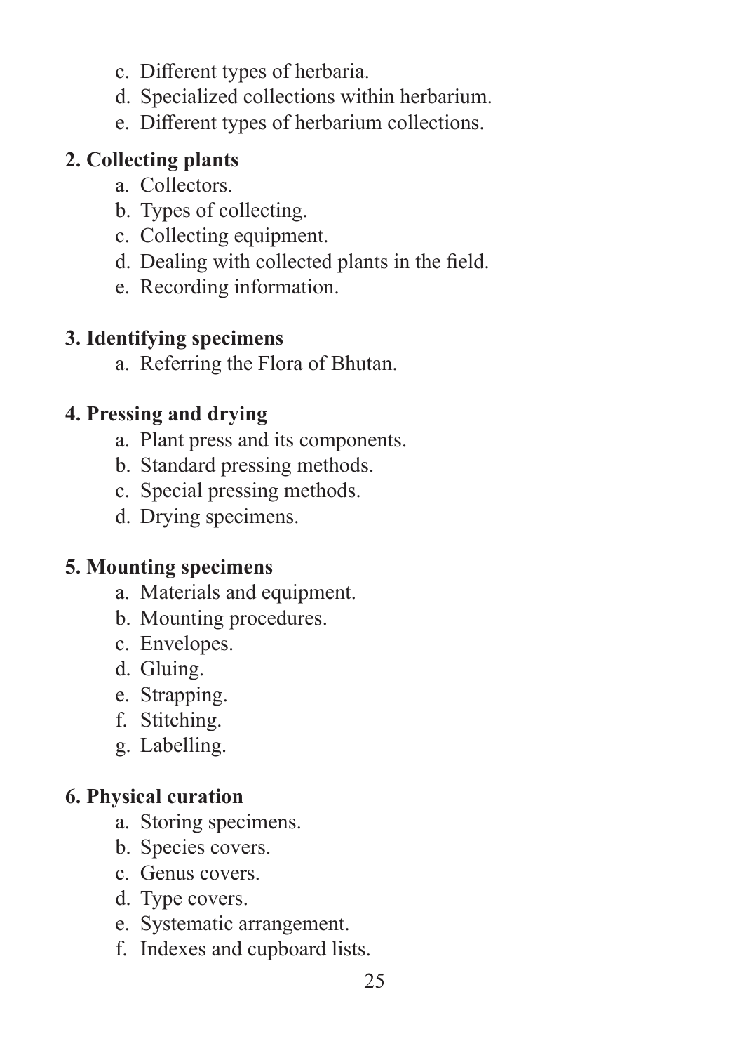c. Different types of herbaria.
   d. Specialized collections within herbarium.
   e. Different types of herbarium collections.

**2. Collecting plants**

   a. Collectors.
   b. Types of collecting.
   c. Collecting equipment.
   d. Dealing with collected plants in the field.
   e. Recording information.

**3. Identifying specimens**

   a. Referring the Flora of Bhutan.

**4. Pressing and drying**

   a. Plant press and its components.
   b. Standard pressing methods.
   c. Special pressing methods.
   d. Drying specimens.

**5. Mounting specimens**

   a. Materials and equipment.
   b. Mounting procedures.
   c. Envelopes.
   d. Gluing.
   e. Strapping.
   f. Stitching.
   g. Labelling.

**6. Physical curation**

   a. Storing specimens.
   b. Species covers.
   c. Genus covers.
   d. Type covers.
   e. Systematic arrangement.
   f. Indexes and cupboard lists.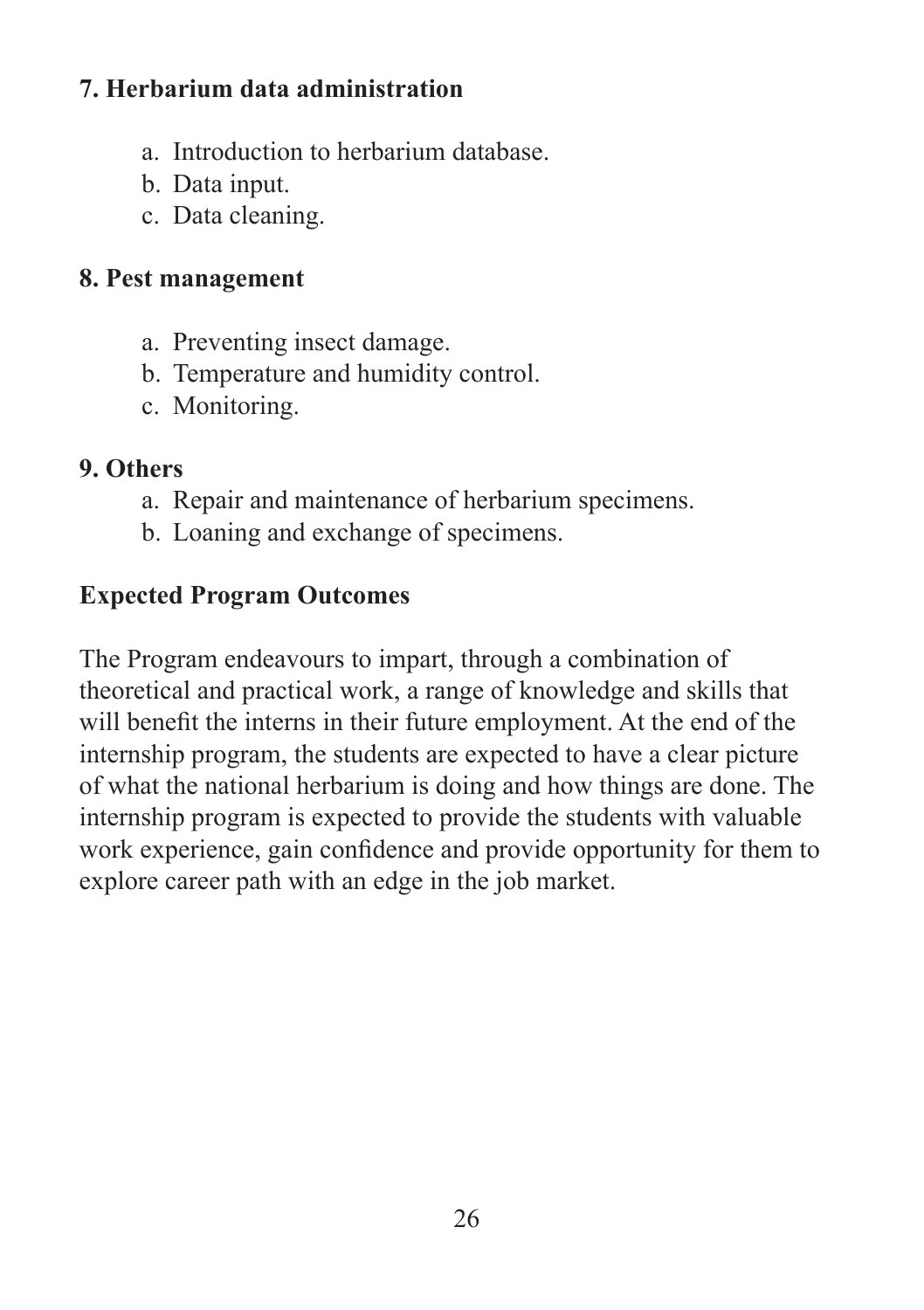**7. Herbarium data administration**

a. Introduction to herbarium database.
b. Data input.
c. Data cleaning.

**8. Pest management**

a. Preventing insect damage.
b. Temperature and humidity control.
c. Monitoring.

**9. Others**

a. Repair and maintenance of herbarium specimens.
b. Loaning and exchange of specimens.

## Expected Program Outcomes

The Program endeavours to impart, through a combination of theoretical and practical work, a range of knowledge and skills that will benefit the interns in their future employment. At the end of the internship program, the students are expected to have a clear picture of what the national herbarium is doing and how things are done. The internship program is expected to provide the students with valuable work experience, gain confidence and provide opportunity for them to explore career path with an edge in the job market.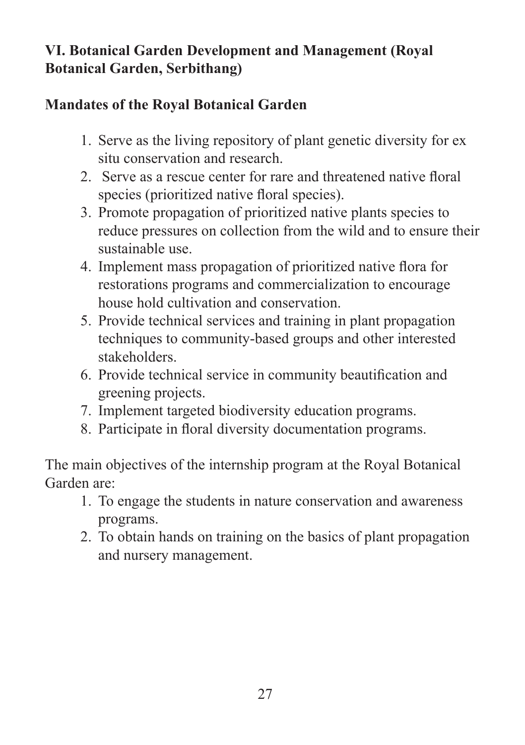## VI. Botanical Garden Development and Management (Royal Botanical Garden, Serbithang)

### Mandates of the Royal Botanical Garden

1. Serve as the living repository of plant genetic diversity for ex situ conservation and research.
2. Serve as a rescue center for rare and threatened native floral species (prioritized native floral species).
3. Promote propagation of prioritized native plants species to reduce pressures on collection from the wild and to ensure their sustainable use.
4. Implement mass propagation of prioritized native flora for restorations programs and commercialization to encourage house hold cultivation and conservation.
5. Provide technical services and training in plant propagation techniques to community-based groups and other interested stakeholders.
6. Provide technical service in community beautification and greening projects.
7. Implement targeted biodiversity education programs.
8. Participate in floral diversity documentation programs.

The main objectives of the internship program at the Royal Botanical Garden are:

1. To engage the students in nature conservation and awareness programs.
2. To obtain hands on training on the basics of plant propagation and nursery management.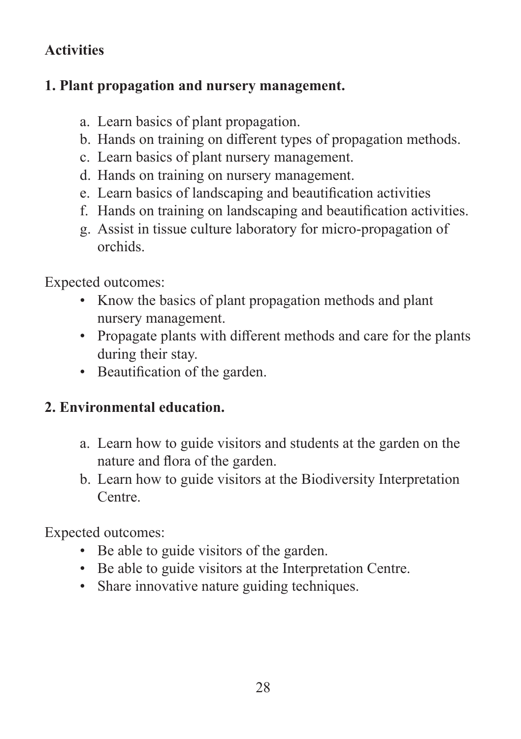**Activities**

**1. Plant propagation and nursery management.**

a. Learn basics of plant propagation.
b. Hands on training on different types of propagation methods.
c. Learn basics of plant nursery management.
d. Hands on training on nursery management.
e. Learn basics of landscaping and beautification activities
f. Hands on training on landscaping and beautification activities.
g. Assist in tissue culture laboratory for micro-propagation of orchids.

Expected outcomes:

- Know the basics of plant propagation methods and plant nursery management.
- Propagate plants with different methods and care for the plants during their stay.
- Beautification of the garden.

**2. Environmental education.**

a. Learn how to guide visitors and students at the garden on the nature and flora of the garden.
b. Learn how to guide visitors at the Biodiversity Interpretation Centre.

Expected outcomes:

- Be able to guide visitors of the garden.
- Be able to guide visitors at the Interpretation Centre.
- Share innovative nature guiding techniques.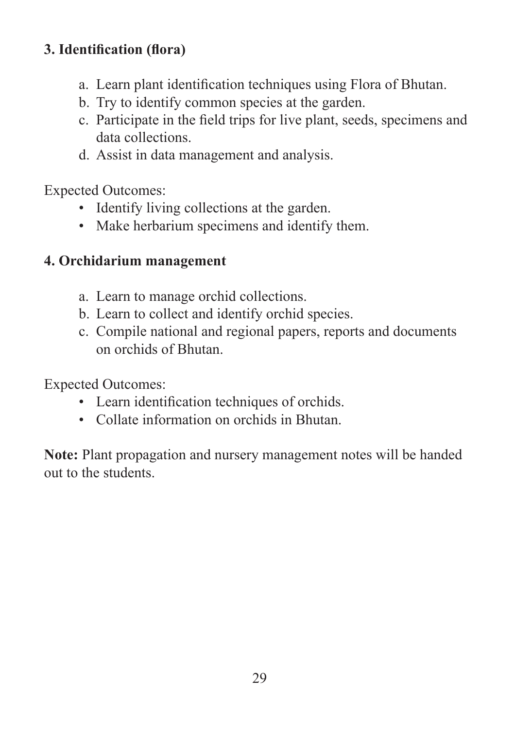### 3. Identification (flora)

a. Learn plant identification techniques using Flora of Bhutan.
b. Try to identify common species at the garden.
c. Participate in the field trips for live plant, seeds, specimens and data collections.
d. Assist in data management and analysis.

Expected Outcomes:

- Identify living collections at the garden.
- Make herbarium specimens and identify them.

### 4. Orchidarium management

a. Learn to manage orchid collections.
b. Learn to collect and identify orchid species.
c. Compile national and regional papers, reports and documents on orchids of Bhutan.

Expected Outcomes:

- Learn identification techniques of orchids.
- Collate information on orchids in Bhutan.

**Note:** Plant propagation and nursery management notes will be handed out to the students.